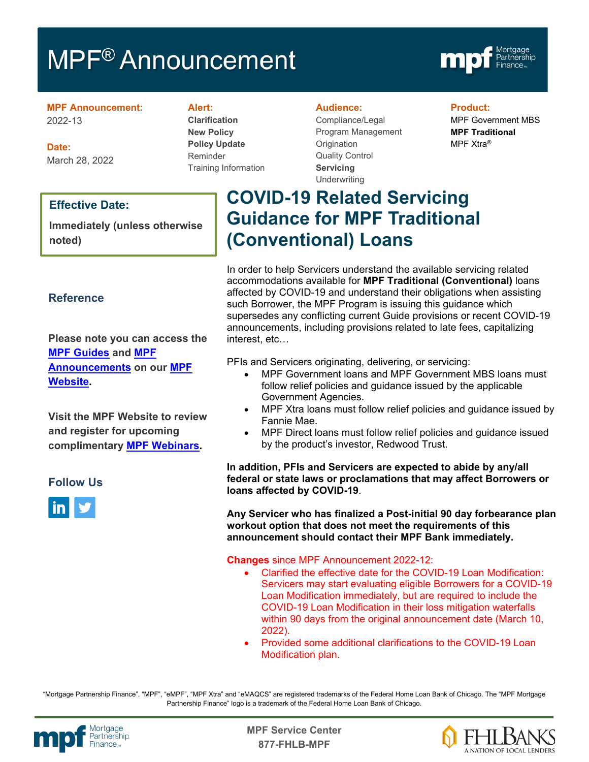# MPF® Announcement

**MPF Announcement:**
2022-13

**Date:**
March 28, 2022

**Alert:**
**Clarification**
**New Policy**
**Policy Update**
Reminder
Training Information

**Audience:**
Compliance/Legal
Program Management
Origination
Quality Control
**Servicing**
Underwriting

**Product:**
MPF Government MBS
**MPF Traditional**
MPF Xtra®

**Effective Date:**

**Immediately (unless otherwise noted)**

## Reference

**Please note you can access the MPF Guides and MPF Announcements on our MPF Website.**

**Visit the MPF Website to review and register for upcoming complimentary MPF Webinars.**

**Follow Us**

# COVID-19 Related Servicing Guidance for MPF Traditional (Conventional) Loans

In order to help Servicers understand the available servicing related accommodations available for **MPF Traditional (Conventional)** loans affected by COVID-19 and understand their obligations when assisting such Borrower, the MPF Program is issuing this guidance which supersedes any conflicting current Guide provisions or recent COVID-19 announcements, including provisions related to late fees, capitalizing interest, etc…

PFIs and Servicers originating, delivering, or servicing:

- MPF Government loans and MPF Government MBS loans must follow relief policies and guidance issued by the applicable Government Agencies.
- MPF Xtra loans must follow relief policies and guidance issued by Fannie Mae.
- MPF Direct loans must follow relief policies and guidance issued by the product's investor, Redwood Trust.

**In addition, PFIs and Servicers are expected to abide by any/all federal or state laws or proclamations that may affect Borrowers or loans affected by COVID-19**.

**Any Servicer who has finalized a Post-initial 90 day forbearance plan workout option that does not meet the requirements of this announcement should contact their MPF Bank immediately.**

**Changes** since MPF Announcement 2022-12:

- Clarified the effective date for the COVID-19 Loan Modification: Servicers may start evaluating eligible Borrowers for a COVID-19 Loan Modification immediately, but are required to include the COVID-19 Loan Modification in their loss mitigation waterfalls within 90 days from the original announcement date (March 10, 2022).
- Provided some additional clarifications to the COVID-19 Loan Modification plan.

"Mortgage Partnership Finance", "MPF", "eMPF", "MPF Xtra" and "eMAQCS" are registered trademarks of the Federal Home Loan Bank of Chicago. The "MPF Mortgage Partnership Finance" logo is a trademark of the Federal Home Loan Bank of Chicago.

**MPF Service Center**
**877-FHLB-MPF**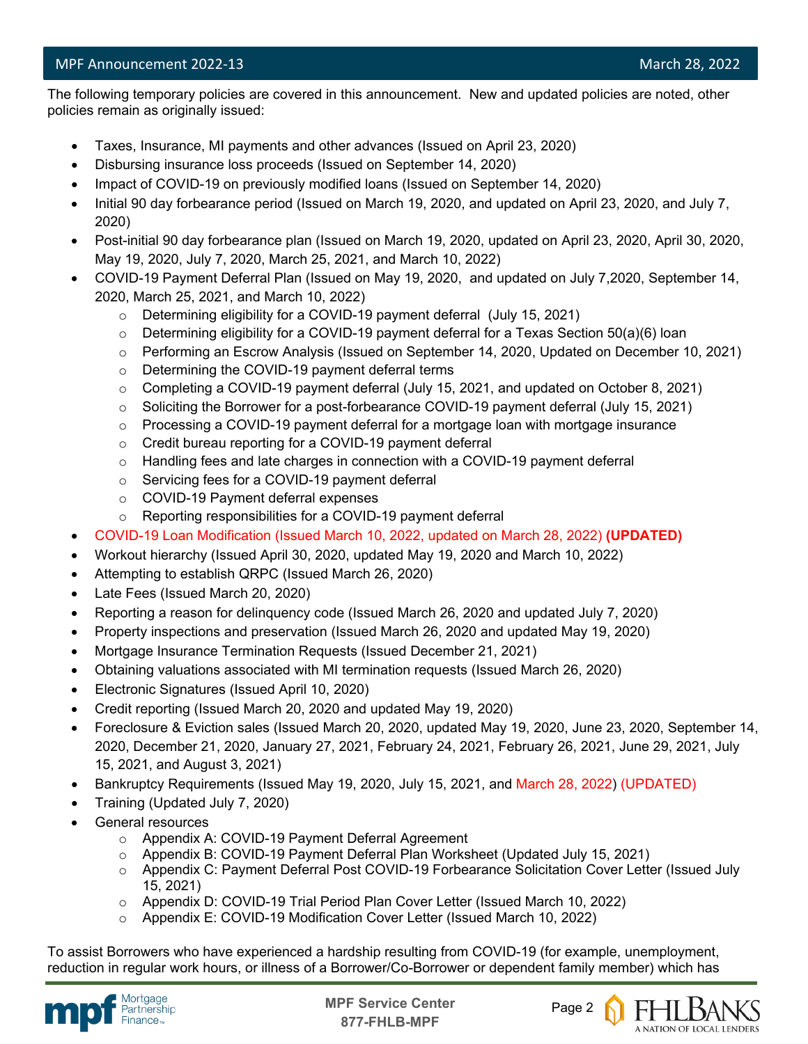The following temporary policies are covered in this announcement. New and updated policies are noted, other policies remain as originally issued:

- Taxes, Insurance, MI payments and other advances (Issued on April 23, 2020)
- Disbursing insurance loss proceeds (Issued on September 14, 2020)
- Impact of COVID-19 on previously modified loans (Issued on September 14, 2020)
- Initial 90 day forbearance period (Issued on March 19, 2020, and updated on April 23, 2020, and July 7, 2020)
- Post-initial 90 day forbearance plan (Issued on March 19, 2020, updated on April 23, 2020, April 30, 2020, May 19, 2020, July 7, 2020, March 25, 2021, and March 10, 2022)
- COVID-19 Payment Deferral Plan (Issued on May 19, 2020, and updated on July 7,2020, September 14, 2020, March 25, 2021, and March 10, 2022)
  - Determining eligibility for a COVID-19 payment deferral (July 15, 2021)
  - Determining eligibility for a COVID-19 payment deferral for a Texas Section 50(a)(6) loan
  - Performing an Escrow Analysis (Issued on September 14, 2020, Updated on December 10, 2021)
  - Determining the COVID-19 payment deferral terms
  - Completing a COVID-19 payment deferral (July 15, 2021, and updated on October 8, 2021)
  - Soliciting the Borrower for a post-forbearance COVID-19 payment deferral (July 15, 2021)
  - Processing a COVID-19 payment deferral for a mortgage loan with mortgage insurance
  - Credit bureau reporting for a COVID-19 payment deferral
  - Handling fees and late charges in connection with a COVID-19 payment deferral
  - Servicing fees for a COVID-19 payment deferral
  - COVID-19 Payment deferral expenses
  - Reporting responsibilities for a COVID-19 payment deferral
- COVID-19 Loan Modification (Issued March 10, 2022, updated on March 28, 2022) **(UPDATED)**
- Workout hierarchy (Issued April 30, 2020, updated May 19, 2020 and March 10, 2022)
- Attempting to establish QRPC (Issued March 26, 2020)
- Late Fees (Issued March 20, 2020)
- Reporting a reason for delinquency code (Issued March 26, 2020 and updated July 7, 2020)
- Property inspections and preservation (Issued March 26, 2020 and updated May 19, 2020)
- Mortgage Insurance Termination Requests (Issued December 21, 2021)
- Obtaining valuations associated with MI termination requests (Issued March 26, 2020)
- Electronic Signatures (Issued April 10, 2020)
- Credit reporting (Issued March 20, 2020 and updated May 19, 2020)
- Foreclosure & Eviction sales (Issued March 20, 2020, updated May 19, 2020, June 23, 2020, September 14, 2020, December 21, 2020, January 27, 2021, February 24, 2021, February 26, 2021, June 29, 2021, July 15, 2021, and August 3, 2021)
- Bankruptcy Requirements (Issued May 19, 2020, July 15, 2021, and March 28, 2022) (UPDATED)
- Training (Updated July 7, 2020)
- General resources
  - Appendix A: COVID-19 Payment Deferral Agreement
  - Appendix B: COVID-19 Payment Deferral Plan Worksheet (Updated July 15, 2021)
  - Appendix C: Payment Deferral Post COVID-19 Forbearance Solicitation Cover Letter (Issued July 15, 2021)
  - Appendix D: COVID-19 Trial Period Plan Cover Letter (Issued March 10, 2022)
  - Appendix E: COVID-19 Modification Cover Letter (Issued March 10, 2022)

To assist Borrowers who have experienced a hardship resulting from COVID-19 (for example, unemployment, reduction in regular work hours, or illness of a Borrower/Co-Borrower or dependent family member) which has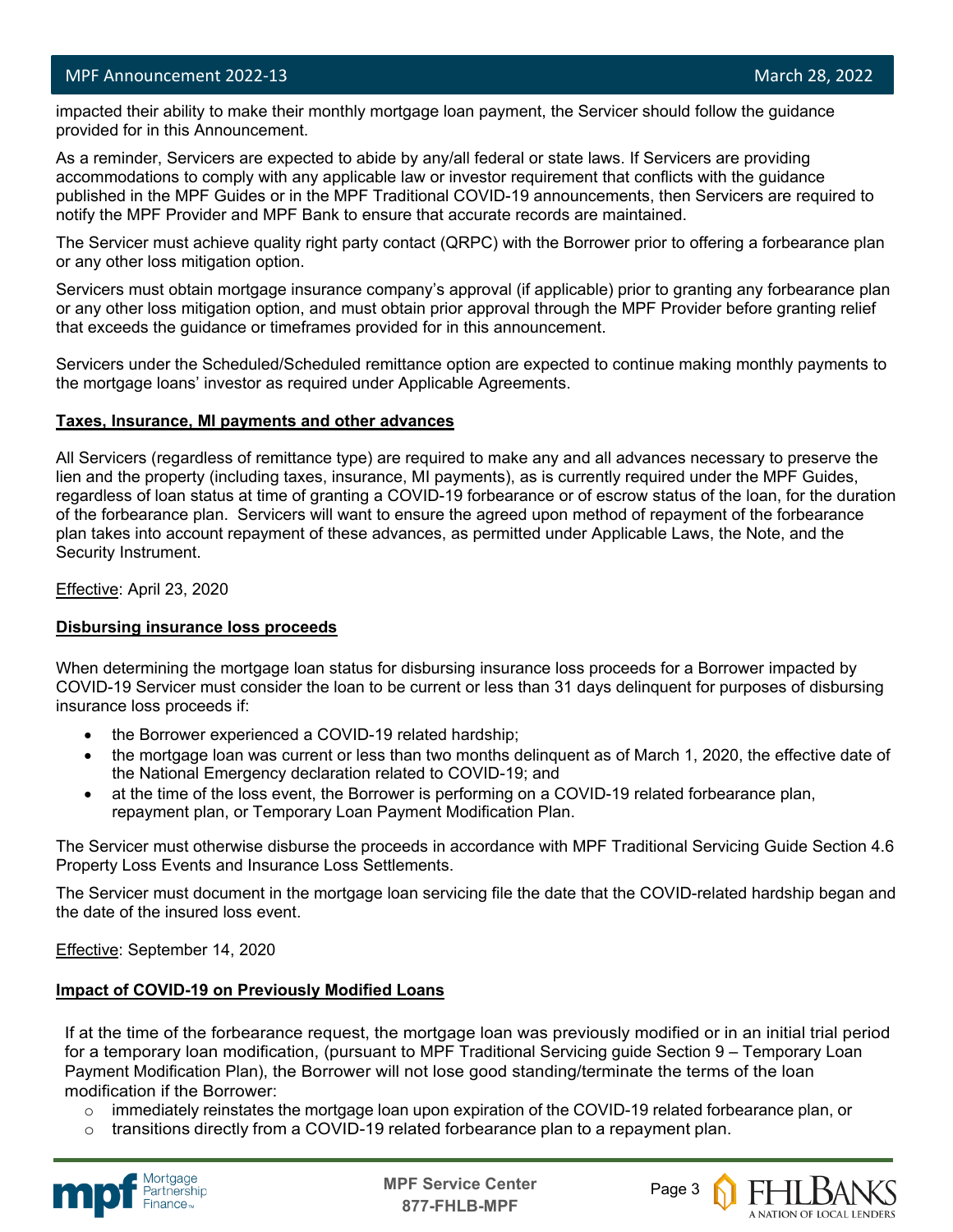impacted their ability to make their monthly mortgage loan payment, the Servicer should follow the guidance provided for in this Announcement.

As a reminder, Servicers are expected to abide by any/all federal or state laws. If Servicers are providing accommodations to comply with any applicable law or investor requirement that conflicts with the guidance published in the MPF Guides or in the MPF Traditional COVID-19 announcements, then Servicers are required to notify the MPF Provider and MPF Bank to ensure that accurate records are maintained.

The Servicer must achieve quality right party contact (QRPC) with the Borrower prior to offering a forbearance plan or any other loss mitigation option.

Servicers must obtain mortgage insurance company's approval (if applicable) prior to granting any forbearance plan or any other loss mitigation option, and must obtain prior approval through the MPF Provider before granting relief that exceeds the guidance or timeframes provided for in this announcement.

Servicers under the Scheduled/Scheduled remittance option are expected to continue making monthly payments to the mortgage loans' investor as required under Applicable Agreements.

**Taxes, Insurance, MI payments and other advances**

All Servicers (regardless of remittance type) are required to make any and all advances necessary to preserve the lien and the property (including taxes, insurance, MI payments), as is currently required under the MPF Guides, regardless of loan status at time of granting a COVID-19 forbearance or of escrow status of the loan, for the duration of the forbearance plan. Servicers will want to ensure the agreed upon method of repayment of the forbearance plan takes into account repayment of these advances, as permitted under Applicable Laws, the Note, and the Security Instrument.

Effective: April 23, 2020

**Disbursing insurance loss proceeds**

When determining the mortgage loan status for disbursing insurance loss proceeds for a Borrower impacted by COVID-19 Servicer must consider the loan to be current or less than 31 days delinquent for purposes of disbursing insurance loss proceeds if:

- the Borrower experienced a COVID-19 related hardship;
- the mortgage loan was current or less than two months delinquent as of March 1, 2020, the effective date of the National Emergency declaration related to COVID-19; and
- at the time of the loss event, the Borrower is performing on a COVID-19 related forbearance plan, repayment plan, or Temporary Loan Payment Modification Plan.

The Servicer must otherwise disburse the proceeds in accordance with MPF Traditional Servicing Guide Section 4.6 Property Loss Events and Insurance Loss Settlements.

The Servicer must document in the mortgage loan servicing file the date that the COVID-related hardship began and the date of the insured loss event.

Effective: September 14, 2020

**Impact of COVID-19 on Previously Modified Loans**

If at the time of the forbearance request, the mortgage loan was previously modified or in an initial trial period for a temporary loan modification, (pursuant to MPF Traditional Servicing guide Section 9 – Temporary Loan Payment Modification Plan), the Borrower will not lose good standing/terminate the terms of the loan modification if the Borrower:

- immediately reinstates the mortgage loan upon expiration of the COVID-19 related forbearance plan, or
- transitions directly from a COVID-19 related forbearance plan to a repayment plan.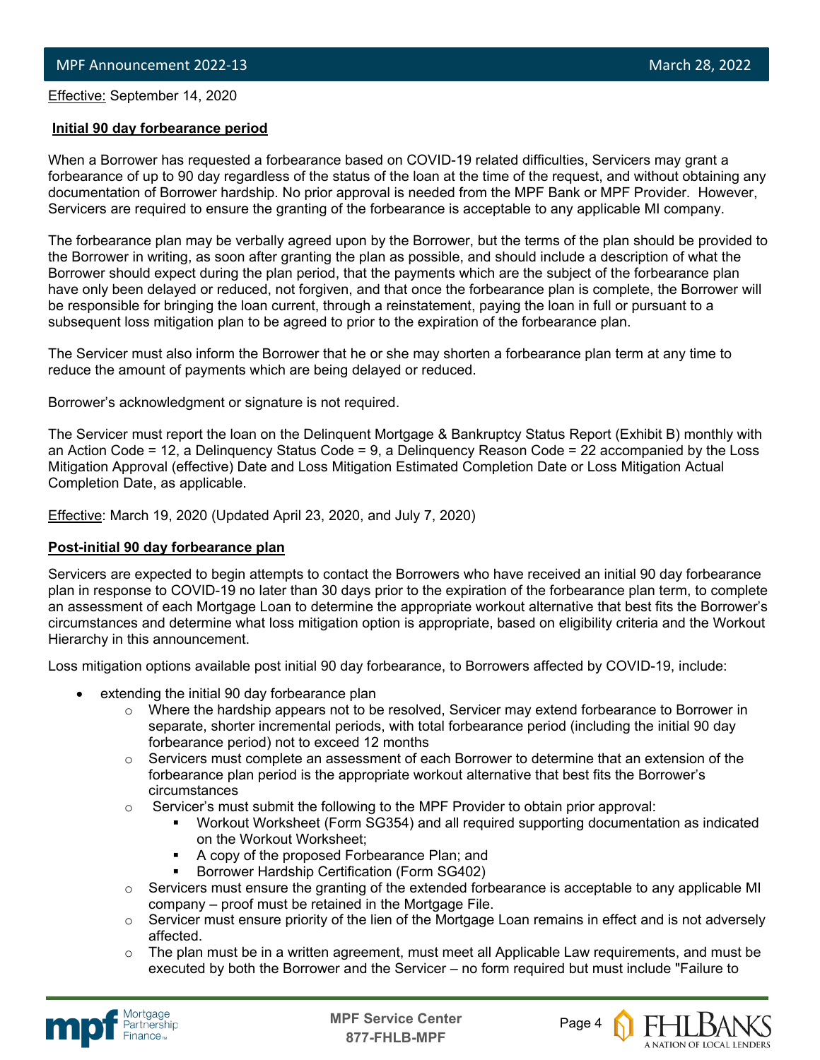Effective: September 14, 2020

**Initial 90 day forbearance period**

When a Borrower has requested a forbearance based on COVID-19 related difficulties, Servicers may grant a forbearance of up to 90 day regardless of the status of the loan at the time of the request, and without obtaining any documentation of Borrower hardship. No prior approval is needed from the MPF Bank or MPF Provider. However, Servicers are required to ensure the granting of the forbearance is acceptable to any applicable MI company.

The forbearance plan may be verbally agreed upon by the Borrower, but the terms of the plan should be provided to the Borrower in writing, as soon after granting the plan as possible, and should include a description of what the Borrower should expect during the plan period, that the payments which are the subject of the forbearance plan have only been delayed or reduced, not forgiven, and that once the forbearance plan is complete, the Borrower will be responsible for bringing the loan current, through a reinstatement, paying the loan in full or pursuant to a subsequent loss mitigation plan to be agreed to prior to the expiration of the forbearance plan.

The Servicer must also inform the Borrower that he or she may shorten a forbearance plan term at any time to reduce the amount of payments which are being delayed or reduced.

Borrower's acknowledgment or signature is not required.

The Servicer must report the loan on the Delinquent Mortgage & Bankruptcy Status Report (Exhibit B) monthly with an Action Code = 12, a Delinquency Status Code = 9, a Delinquency Reason Code = 22 accompanied by the Loss Mitigation Approval (effective) Date and Loss Mitigation Estimated Completion Date or Loss Mitigation Actual Completion Date, as applicable.

Effective: March 19, 2020 (Updated April 23, 2020, and July 7, 2020)

**Post-initial 90 day forbearance plan**

Servicers are expected to begin attempts to contact the Borrowers who have received an initial 90 day forbearance plan in response to COVID-19 no later than 30 days prior to the expiration of the forbearance plan term, to complete an assessment of each Mortgage Loan to determine the appropriate workout alternative that best fits the Borrower's circumstances and determine what loss mitigation option is appropriate, based on eligibility criteria and the Workout Hierarchy in this announcement.

Loss mitigation options available post initial 90 day forbearance, to Borrowers affected by COVID-19, include:

- extending the initial 90 day forbearance plan
  - Where the hardship appears not to be resolved, Servicer may extend forbearance to Borrower in separate, shorter incremental periods, with total forbearance period (including the initial 90 day forbearance period) not to exceed 12 months
  - Servicers must complete an assessment of each Borrower to determine that an extension of the forbearance plan period is the appropriate workout alternative that best fits the Borrower's circumstances
  - Servicer's must submit the following to the MPF Provider to obtain prior approval:
    - Workout Worksheet (Form SG354) and all required supporting documentation as indicated on the Workout Worksheet;
    - A copy of the proposed Forbearance Plan; and
    - Borrower Hardship Certification (Form SG402)
  - Servicers must ensure the granting of the extended forbearance is acceptable to any applicable MI company – proof must be retained in the Mortgage File.
  - Servicer must ensure priority of the lien of the Mortgage Loan remains in effect and is not adversely affected.
  - The plan must be in a written agreement, must meet all Applicable Law requirements, and must be executed by both the Borrower and the Servicer – no form required but must include "Failure to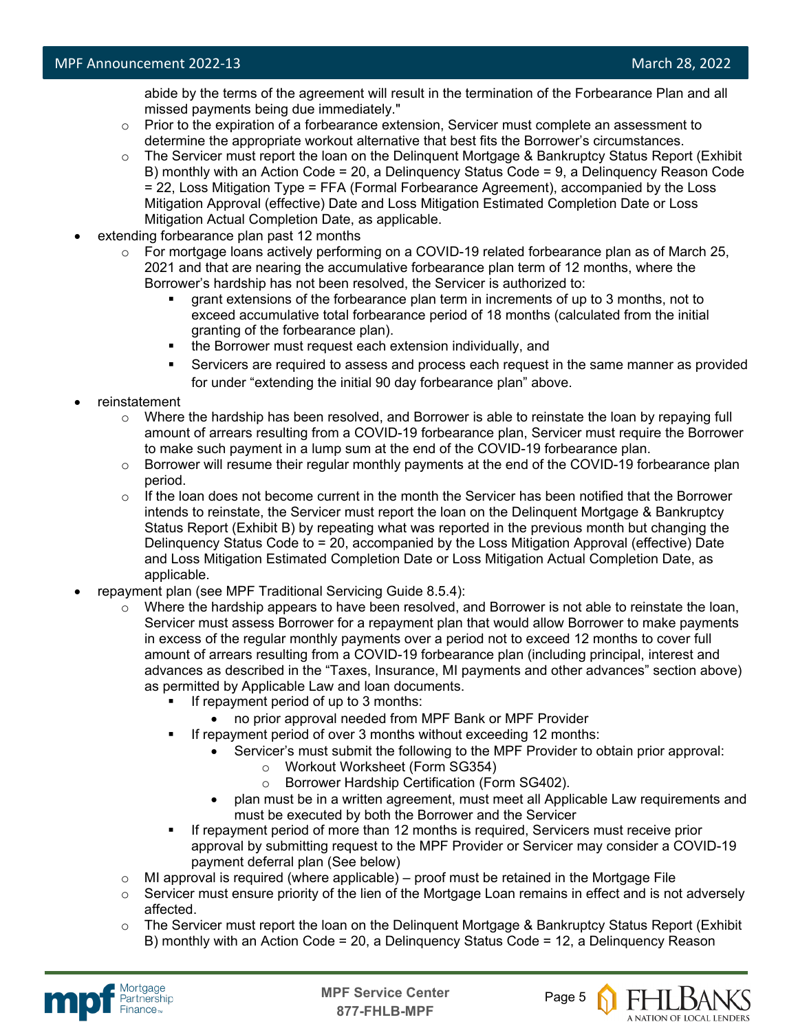abide by the terms of the agreement will result in the termination of the Forbearance Plan and all missed payments being due immediately."
  - Prior to the expiration of a forbearance extension, Servicer must complete an assessment to determine the appropriate workout alternative that best fits the Borrower's circumstances.
  - The Servicer must report the loan on the Delinquent Mortgage & Bankruptcy Status Report (Exhibit B) monthly with an Action Code = 20, a Delinquency Status Code = 9, a Delinquency Reason Code = 22, Loss Mitigation Type = FFA (Formal Forbearance Agreement), accompanied by the Loss Mitigation Approval (effective) Date and Loss Mitigation Estimated Completion Date or Loss Mitigation Actual Completion Date, as applicable.
- extending forbearance plan past 12 months
  - For mortgage loans actively performing on a COVID-19 related forbearance plan as of March 25, 2021 and that are nearing the accumulative forbearance plan term of 12 months, where the Borrower's hardship has not been resolved, the Servicer is authorized to:
    - grant extensions of the forbearance plan term in increments of up to 3 months, not to exceed accumulative total forbearance period of 18 months (calculated from the initial granting of the forbearance plan).
    - the Borrower must request each extension individually, and
    - Servicers are required to assess and process each request in the same manner as provided for under "extending the initial 90 day forbearance plan" above.
- reinstatement
  - Where the hardship has been resolved, and Borrower is able to reinstate the loan by repaying full amount of arrears resulting from a COVID-19 forbearance plan, Servicer must require the Borrower to make such payment in a lump sum at the end of the COVID-19 forbearance plan.
  - Borrower will resume their regular monthly payments at the end of the COVID-19 forbearance plan period.
  - If the loan does not become current in the month the Servicer has been notified that the Borrower intends to reinstate, the Servicer must report the loan on the Delinquent Mortgage & Bankruptcy Status Report (Exhibit B) by repeating what was reported in the previous month but changing the Delinquency Status Code to = 20, accompanied by the Loss Mitigation Approval (effective) Date and Loss Mitigation Estimated Completion Date or Loss Mitigation Actual Completion Date, as applicable.
- repayment plan (see MPF Traditional Servicing Guide 8.5.4):
  - Where the hardship appears to have been resolved, and Borrower is not able to reinstate the loan, Servicer must assess Borrower for a repayment plan that would allow Borrower to make payments in excess of the regular monthly payments over a period not to exceed 12 months to cover full amount of arrears resulting from a COVID-19 forbearance plan (including principal, interest and advances as described in the "Taxes, Insurance, MI payments and other advances" section above) as permitted by Applicable Law and loan documents.
    - If repayment period of up to 3 months:
      - no prior approval needed from MPF Bank or MPF Provider
    - If repayment period of over 3 months without exceeding 12 months:
      - Servicer's must submit the following to the MPF Provider to obtain prior approval:
        - Workout Worksheet (Form SG354)
        - Borrower Hardship Certification (Form SG402).
      - plan must be in a written agreement, must meet all Applicable Law requirements and must be executed by both the Borrower and the Servicer
    - If repayment period of more than 12 months is required, Servicers must receive prior approval by submitting request to the MPF Provider or Servicer may consider a COVID-19 payment deferral plan (See below)
  - MI approval is required (where applicable) – proof must be retained in the Mortgage File
  - Servicer must ensure priority of the lien of the Mortgage Loan remains in effect and is not adversely affected.
  - The Servicer must report the loan on the Delinquent Mortgage & Bankruptcy Status Report (Exhibit B) monthly with an Action Code = 20, a Delinquency Status Code = 12, a Delinquency Reason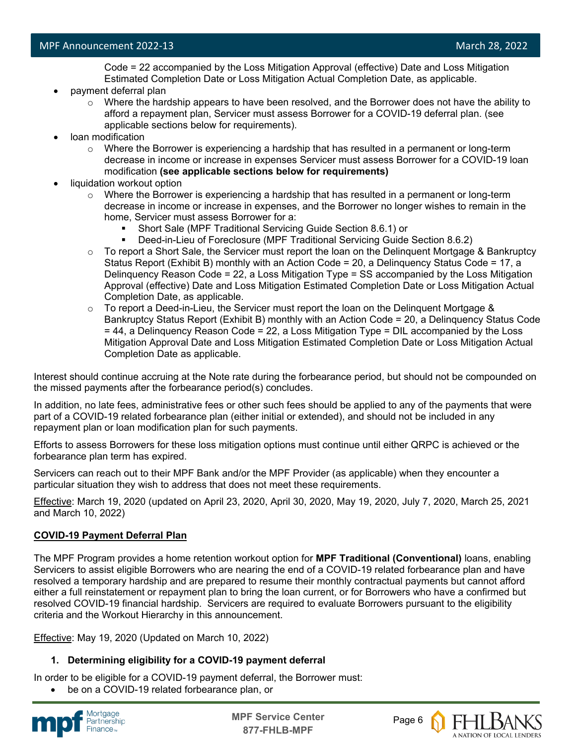Code = 22 accompanied by the Loss Mitigation Approval (effective) Date and Loss Mitigation Estimated Completion Date or Loss Mitigation Actual Completion Date, as applicable.

- payment deferral plan
  - Where the hardship appears to have been resolved, and the Borrower does not have the ability to afford a repayment plan, Servicer must assess Borrower for a COVID-19 deferral plan. (see applicable sections below for requirements).
- loan modification
  - Where the Borrower is experiencing a hardship that has resulted in a permanent or long-term decrease in income or increase in expenses Servicer must assess Borrower for a COVID-19 loan modification **(see applicable sections below for requirements)**
- liquidation workout option
  - Where the Borrower is experiencing a hardship that has resulted in a permanent or long-term decrease in income or increase in expenses, and the Borrower no longer wishes to remain in the home, Servicer must assess Borrower for a:
    - Short Sale (MPF Traditional Servicing Guide Section 8.6.1) or
    - Deed-in-Lieu of Foreclosure (MPF Traditional Servicing Guide Section 8.6.2)
  - To report a Short Sale, the Servicer must report the loan on the Delinquent Mortgage & Bankruptcy Status Report (Exhibit B) monthly with an Action Code = 20, a Delinquency Status Code = 17, a Delinquency Reason Code = 22, a Loss Mitigation Type = SS accompanied by the Loss Mitigation Approval (effective) Date and Loss Mitigation Estimated Completion Date or Loss Mitigation Actual Completion Date, as applicable.
  - To report a Deed-in-Lieu, the Servicer must report the loan on the Delinquent Mortgage & Bankruptcy Status Report (Exhibit B) monthly with an Action Code = 20, a Delinquency Status Code = 44, a Delinquency Reason Code = 22, a Loss Mitigation Type = DIL accompanied by the Loss Mitigation Approval Date and Loss Mitigation Estimated Completion Date or Loss Mitigation Actual Completion Date as applicable.

Interest should continue accruing at the Note rate during the forbearance period, but should not be compounded on the missed payments after the forbearance period(s) concludes.

In addition, no late fees, administrative fees or other such fees should be applied to any of the payments that were part of a COVID-19 related forbearance plan (either initial or extended), and should not be included in any repayment plan or loan modification plan for such payments.

Efforts to assess Borrowers for these loss mitigation options must continue until either QRPC is achieved or the forbearance plan term has expired.

Servicers can reach out to their MPF Bank and/or the MPF Provider (as applicable) when they encounter a particular situation they wish to address that does not meet these requirements.

Effective: March 19, 2020 (updated on April 23, 2020, April 30, 2020, May 19, 2020, July 7, 2020, March 25, 2021 and March 10, 2022)

**COVID-19 Payment Deferral Plan**

The MPF Program provides a home retention workout option for **MPF Traditional (Conventional)** loans, enabling Servicers to assist eligible Borrowers who are nearing the end of a COVID-19 related forbearance plan and have resolved a temporary hardship and are prepared to resume their monthly contractual payments but cannot afford either a full reinstatement or repayment plan to bring the loan current, or for Borrowers who have a confirmed but resolved COVID-19 financial hardship. Servicers are required to evaluate Borrowers pursuant to the eligibility criteria and the Workout Hierarchy in this announcement.

Effective: May 19, 2020 (Updated on March 10, 2022)

1. **Determining eligibility for a COVID-19 payment deferral**

In order to be eligible for a COVID-19 payment deferral, the Borrower must:

- be on a COVID-19 related forbearance plan, or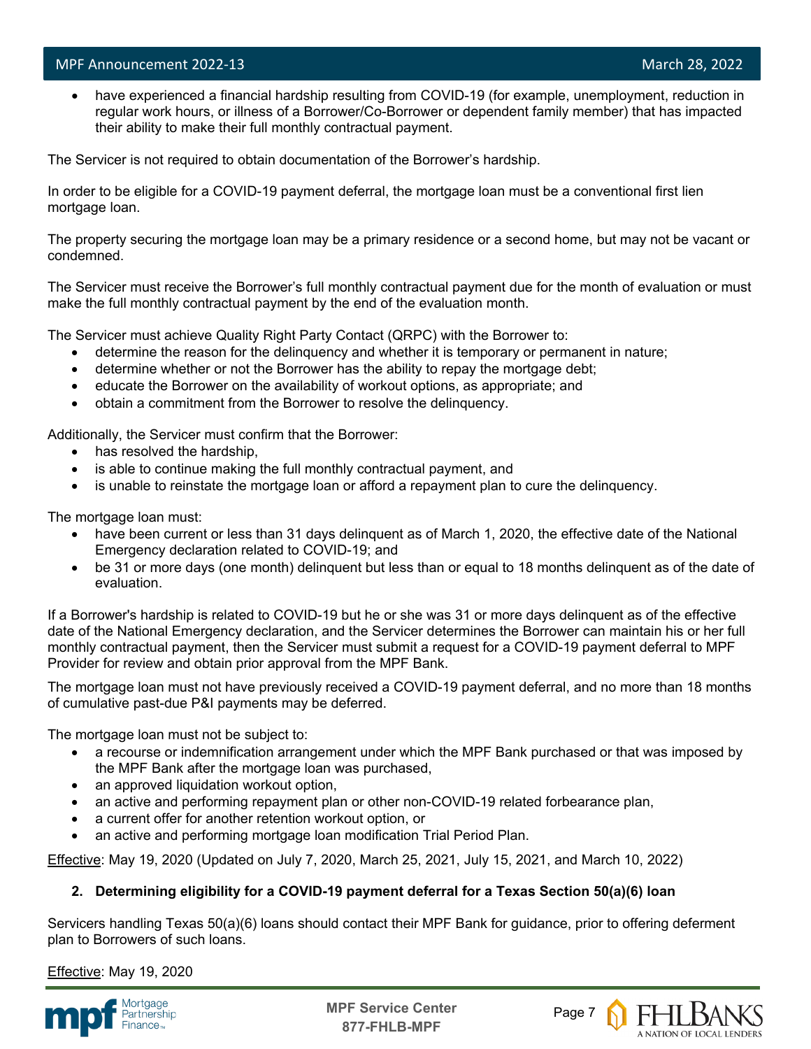- have experienced a financial hardship resulting from COVID-19 (for example, unemployment, reduction in regular work hours, or illness of a Borrower/Co-Borrower or dependent family member) that has impacted their ability to make their full monthly contractual payment.

The Servicer is not required to obtain documentation of the Borrower's hardship.

In order to be eligible for a COVID-19 payment deferral, the mortgage loan must be a conventional first lien mortgage loan.

The property securing the mortgage loan may be a primary residence or a second home, but may not be vacant or condemned.

The Servicer must receive the Borrower's full monthly contractual payment due for the month of evaluation or must make the full monthly contractual payment by the end of the evaluation month.

The Servicer must achieve Quality Right Party Contact (QRPC) with the Borrower to:

- determine the reason for the delinquency and whether it is temporary or permanent in nature;
- determine whether or not the Borrower has the ability to repay the mortgage debt;
- educate the Borrower on the availability of workout options, as appropriate; and
- obtain a commitment from the Borrower to resolve the delinquency.

Additionally, the Servicer must confirm that the Borrower:

- has resolved the hardship,
- is able to continue making the full monthly contractual payment, and
- is unable to reinstate the mortgage loan or afford a repayment plan to cure the delinquency.

The mortgage loan must:

- have been current or less than 31 days delinquent as of March 1, 2020, the effective date of the National Emergency declaration related to COVID-19; and
- be 31 or more days (one month) delinquent but less than or equal to 18 months delinquent as of the date of evaluation.

If a Borrower's hardship is related to COVID-19 but he or she was 31 or more days delinquent as of the effective date of the National Emergency declaration, and the Servicer determines the Borrower can maintain his or her full monthly contractual payment, then the Servicer must submit a request for a COVID-19 payment deferral to MPF Provider for review and obtain prior approval from the MPF Bank.

The mortgage loan must not have previously received a COVID-19 payment deferral, and no more than 18 months of cumulative past-due P&I payments may be deferred.

The mortgage loan must not be subject to:

- a recourse or indemnification arrangement under which the MPF Bank purchased or that was imposed by the MPF Bank after the mortgage loan was purchased,
- an approved liquidation workout option,
- an active and performing repayment plan or other non-COVID-19 related forbearance plan,
- a current offer for another retention workout option, or
- an active and performing mortgage loan modification Trial Period Plan.

Effective: May 19, 2020 (Updated on July 7, 2020, March 25, 2021, July 15, 2021, and March 10, 2022)

**2. Determining eligibility for a COVID-19 payment deferral for a Texas Section 50(a)(6) loan**

Servicers handling Texas 50(a)(6) loans should contact their MPF Bank for guidance, prior to offering deferment plan to Borrowers of such loans.

Effective: May 19, 2020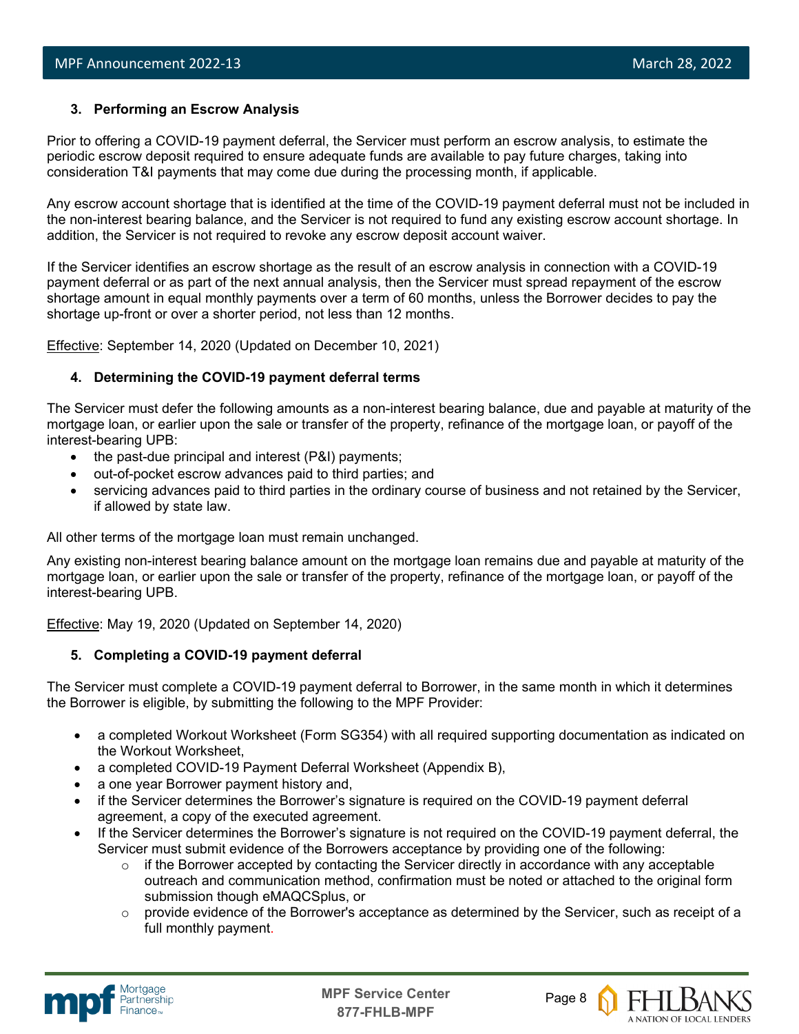### 3. Performing an Escrow Analysis

Prior to offering a COVID-19 payment deferral, the Servicer must perform an escrow analysis, to estimate the periodic escrow deposit required to ensure adequate funds are available to pay future charges, taking into consideration T&I payments that may come due during the processing month, if applicable.

Any escrow account shortage that is identified at the time of the COVID-19 payment deferral must not be included in the non-interest bearing balance, and the Servicer is not required to fund any existing escrow account shortage. In addition, the Servicer is not required to revoke any escrow deposit account waiver.

If the Servicer identifies an escrow shortage as the result of an escrow analysis in connection with a COVID-19 payment deferral or as part of the next annual analysis, then the Servicer must spread repayment of the escrow shortage amount in equal monthly payments over a term of 60 months, unless the Borrower decides to pay the shortage up-front or over a shorter period, not less than 12 months.

Effective: September 14, 2020 (Updated on December 10, 2021)

### 4. Determining the COVID-19 payment deferral terms

The Servicer must defer the following amounts as a non-interest bearing balance, due and payable at maturity of the mortgage loan, or earlier upon the sale or transfer of the property, refinance of the mortgage loan, or payoff of the interest-bearing UPB:

- the past-due principal and interest (P&I) payments;
- out-of-pocket escrow advances paid to third parties; and
- servicing advances paid to third parties in the ordinary course of business and not retained by the Servicer, if allowed by state law.

All other terms of the mortgage loan must remain unchanged.

Any existing non-interest bearing balance amount on the mortgage loan remains due and payable at maturity of the mortgage loan, or earlier upon the sale or transfer of the property, refinance of the mortgage loan, or payoff of the interest-bearing UPB.

Effective: May 19, 2020 (Updated on September 14, 2020)

### 5. Completing a COVID-19 payment deferral

The Servicer must complete a COVID-19 payment deferral to Borrower, in the same month in which it determines the Borrower is eligible, by submitting the following to the MPF Provider:

- a completed Workout Worksheet (Form SG354) with all required supporting documentation as indicated on the Workout Worksheet,
- a completed COVID-19 Payment Deferral Worksheet (Appendix B),
- a one year Borrower payment history and,
- if the Servicer determines the Borrower's signature is required on the COVID-19 payment deferral agreement, a copy of the executed agreement.
- If the Servicer determines the Borrower's signature is not required on the COVID-19 payment deferral, the Servicer must submit evidence of the Borrowers acceptance by providing one of the following:
  - if the Borrower accepted by contacting the Servicer directly in accordance with any acceptable outreach and communication method, confirmation must be noted or attached to the original form submission though eMAQCSplus, or
  - provide evidence of the Borrower's acceptance as determined by the Servicer, such as receipt of a full monthly payment.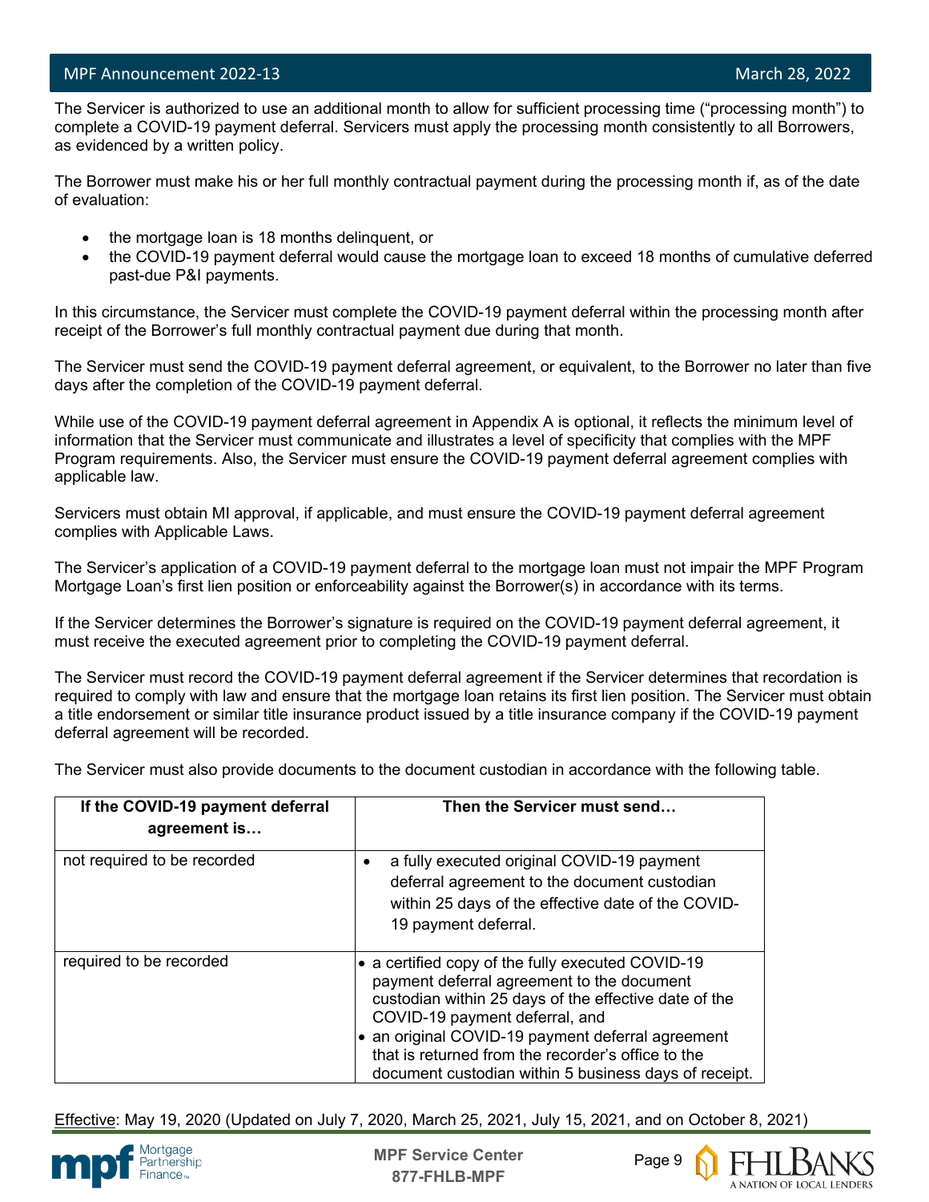The Servicer is authorized to use an additional month to allow for sufficient processing time ("processing month") to complete a COVID-19 payment deferral. Servicers must apply the processing month consistently to all Borrowers, as evidenced by a written policy.

The Borrower must make his or her full monthly contractual payment during the processing month if, as of the date of evaluation:

- the mortgage loan is 18 months delinquent, or
- the COVID-19 payment deferral would cause the mortgage loan to exceed 18 months of cumulative deferred past-due P&I payments.

In this circumstance, the Servicer must complete the COVID-19 payment deferral within the processing month after receipt of the Borrower's full monthly contractual payment due during that month.

The Servicer must send the COVID-19 payment deferral agreement, or equivalent, to the Borrower no later than five days after the completion of the COVID-19 payment deferral.

While use of the COVID-19 payment deferral agreement in Appendix A is optional, it reflects the minimum level of information that the Servicer must communicate and illustrates a level of specificity that complies with the MPF Program requirements. Also, the Servicer must ensure the COVID-19 payment deferral agreement complies with applicable law.

Servicers must obtain MI approval, if applicable, and must ensure the COVID-19 payment deferral agreement complies with Applicable Laws.

The Servicer's application of a COVID-19 payment deferral to the mortgage loan must not impair the MPF Program Mortgage Loan's first lien position or enforceability against the Borrower(s) in accordance with its terms.

If the Servicer determines the Borrower's signature is required on the COVID-19 payment deferral agreement, it must receive the executed agreement prior to completing the COVID-19 payment deferral.

The Servicer must record the COVID-19 payment deferral agreement if the Servicer determines that recordation is required to comply with law and ensure that the mortgage loan retains its first lien position. The Servicer must obtain a title endorsement or similar title insurance product issued by a title insurance company if the COVID-19 payment deferral agreement will be recorded.

The Servicer must also provide documents to the document custodian in accordance with the following table.

| If the COVID-19 payment deferral agreement is… | Then the Servicer must send… |
|---|---|
| not required to be recorded | • a fully executed original COVID-19 payment deferral agreement to the document custodian within 25 days of the effective date of the COVID-19 payment deferral. |
| required to be recorded | • a certified copy of the fully executed COVID-19 payment deferral agreement to the document custodian within 25 days of the effective date of the COVID-19 payment deferral, and<br>• an original COVID-19 payment deferral agreement that is returned from the recorder's office to the document custodian within 5 business days of receipt. |

Effective: May 19, 2020 (Updated on July 7, 2020, March 25, 2021, July 15, 2021, and on October 8, 2021)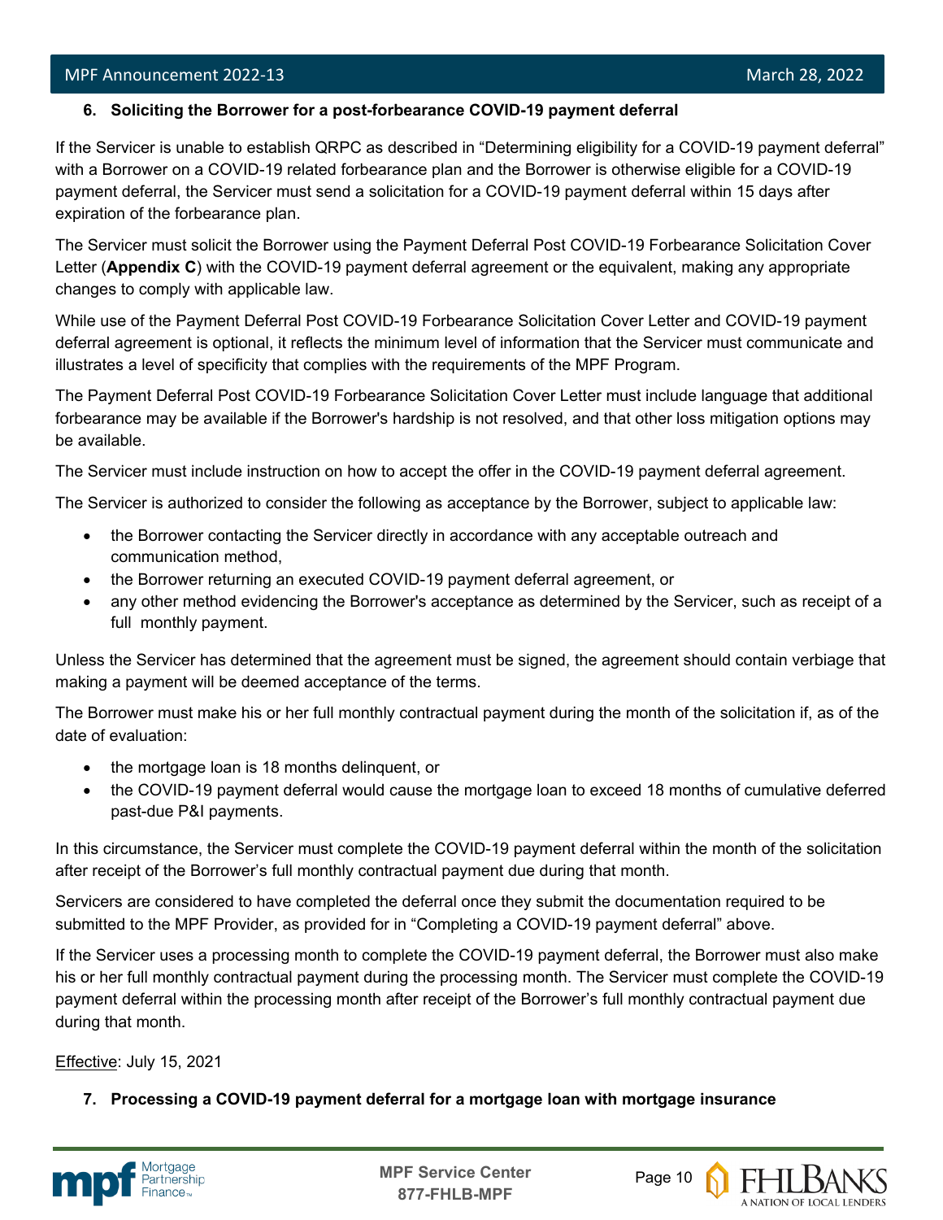6. **Soliciting the Borrower for a post-forbearance COVID-19 payment deferral**

If the Servicer is unable to establish QRPC as described in "Determining eligibility for a COVID-19 payment deferral" with a Borrower on a COVID-19 related forbearance plan and the Borrower is otherwise eligible for a COVID-19 payment deferral, the Servicer must send a solicitation for a COVID-19 payment deferral within 15 days after expiration of the forbearance plan.

The Servicer must solicit the Borrower using the Payment Deferral Post COVID-19 Forbearance Solicitation Cover Letter (**Appendix C**) with the COVID-19 payment deferral agreement or the equivalent, making any appropriate changes to comply with applicable law.

While use of the Payment Deferral Post COVID-19 Forbearance Solicitation Cover Letter and COVID-19 payment deferral agreement is optional, it reflects the minimum level of information that the Servicer must communicate and illustrates a level of specificity that complies with the requirements of the MPF Program.

The Payment Deferral Post COVID-19 Forbearance Solicitation Cover Letter must include language that additional forbearance may be available if the Borrower's hardship is not resolved, and that other loss mitigation options may be available.

The Servicer must include instruction on how to accept the offer in the COVID-19 payment deferral agreement.

The Servicer is authorized to consider the following as acceptance by the Borrower, subject to applicable law:

- the Borrower contacting the Servicer directly in accordance with any acceptable outreach and communication method,
- the Borrower returning an executed COVID-19 payment deferral agreement, or
- any other method evidencing the Borrower's acceptance as determined by the Servicer, such as receipt of a full monthly payment.

Unless the Servicer has determined that the agreement must be signed, the agreement should contain verbiage that making a payment will be deemed acceptance of the terms.

The Borrower must make his or her full monthly contractual payment during the month of the solicitation if, as of the date of evaluation:

- the mortgage loan is 18 months delinquent, or
- the COVID-19 payment deferral would cause the mortgage loan to exceed 18 months of cumulative deferred past-due P&I payments.

In this circumstance, the Servicer must complete the COVID-19 payment deferral within the month of the solicitation after receipt of the Borrower's full monthly contractual payment due during that month.

Servicers are considered to have completed the deferral once they submit the documentation required to be submitted to the MPF Provider, as provided for in "Completing a COVID-19 payment deferral" above.

If the Servicer uses a processing month to complete the COVID-19 payment deferral, the Borrower must also make his or her full monthly contractual payment during the processing month. The Servicer must complete the COVID-19 payment deferral within the processing month after receipt of the Borrower's full monthly contractual payment due during that month.

Effective: July 15, 2021

7. **Processing a COVID-19 payment deferral for a mortgage loan with mortgage insurance**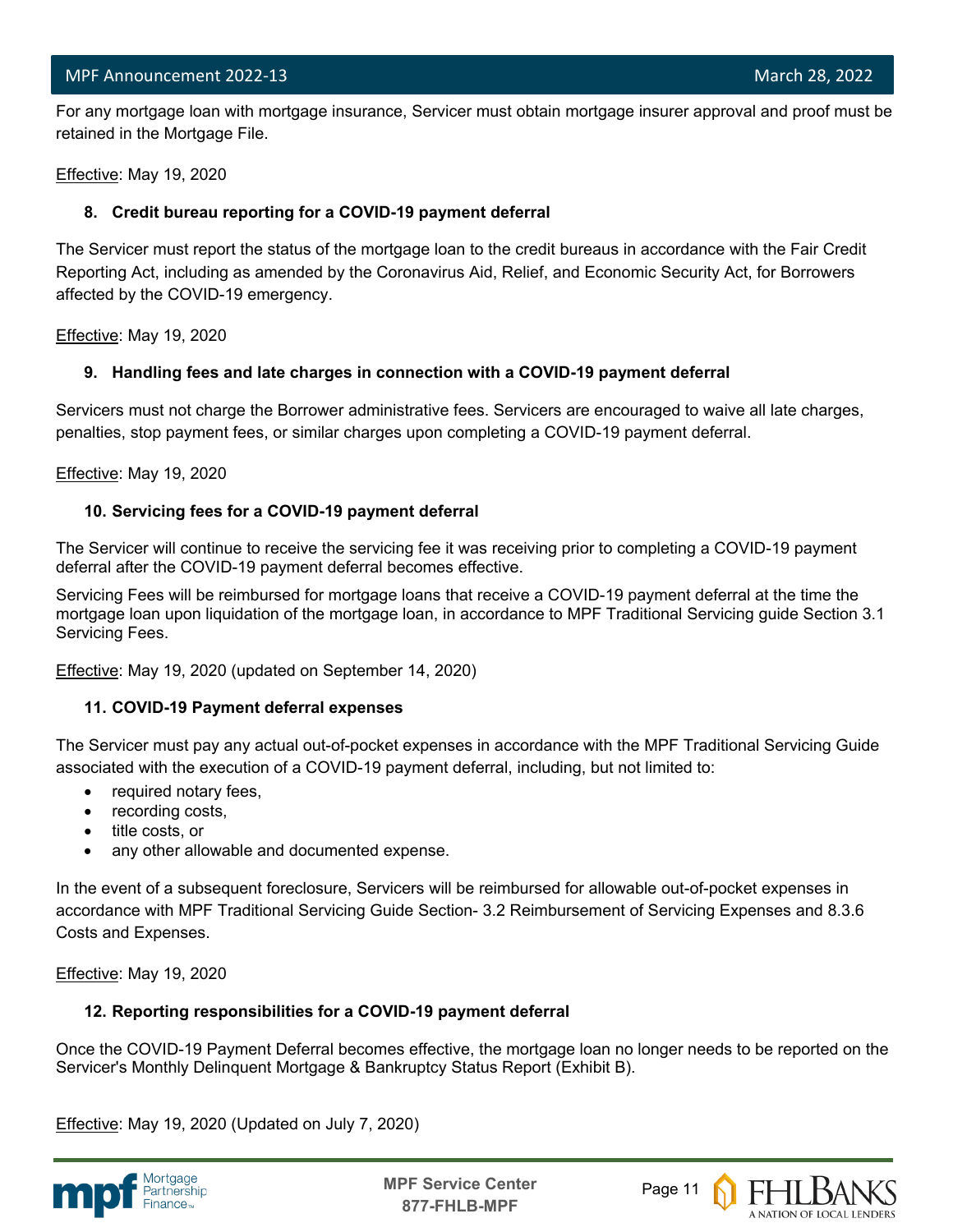For any mortgage loan with mortgage insurance, Servicer must obtain mortgage insurer approval and proof must be retained in the Mortgage File.

Effective: May 19, 2020

**8. Credit bureau reporting for a COVID-19 payment deferral**

The Servicer must report the status of the mortgage loan to the credit bureaus in accordance with the Fair Credit Reporting Act, including as amended by the Coronavirus Aid, Relief, and Economic Security Act, for Borrowers affected by the COVID-19 emergency.

Effective: May 19, 2020

**9. Handling fees and late charges in connection with a COVID-19 payment deferral**

Servicers must not charge the Borrower administrative fees. Servicers are encouraged to waive all late charges, penalties, stop payment fees, or similar charges upon completing a COVID-19 payment deferral.

Effective: May 19, 2020

**10. Servicing fees for a COVID-19 payment deferral**

The Servicer will continue to receive the servicing fee it was receiving prior to completing a COVID-19 payment deferral after the COVID-19 payment deferral becomes effective.

Servicing Fees will be reimbursed for mortgage loans that receive a COVID-19 payment deferral at the time the mortgage loan upon liquidation of the mortgage loan, in accordance to MPF Traditional Servicing guide Section 3.1 Servicing Fees.

Effective: May 19, 2020 (updated on September 14, 2020)

**11. COVID-19 Payment deferral expenses**

The Servicer must pay any actual out-of-pocket expenses in accordance with the MPF Traditional Servicing Guide associated with the execution of a COVID-19 payment deferral, including, but not limited to:

- required notary fees,
- recording costs,
- title costs, or
- any other allowable and documented expense.

In the event of a subsequent foreclosure, Servicers will be reimbursed for allowable out-of-pocket expenses in accordance with MPF Traditional Servicing Guide Section- 3.2 Reimbursement of Servicing Expenses and 8.3.6 Costs and Expenses.

Effective: May 19, 2020

**12. Reporting responsibilities for a COVID-19 payment deferral**

Once the COVID-19 Payment Deferral becomes effective, the mortgage loan no longer needs to be reported on the Servicer's Monthly Delinquent Mortgage & Bankruptcy Status Report (Exhibit B).

Effective: May 19, 2020 (Updated on July 7, 2020)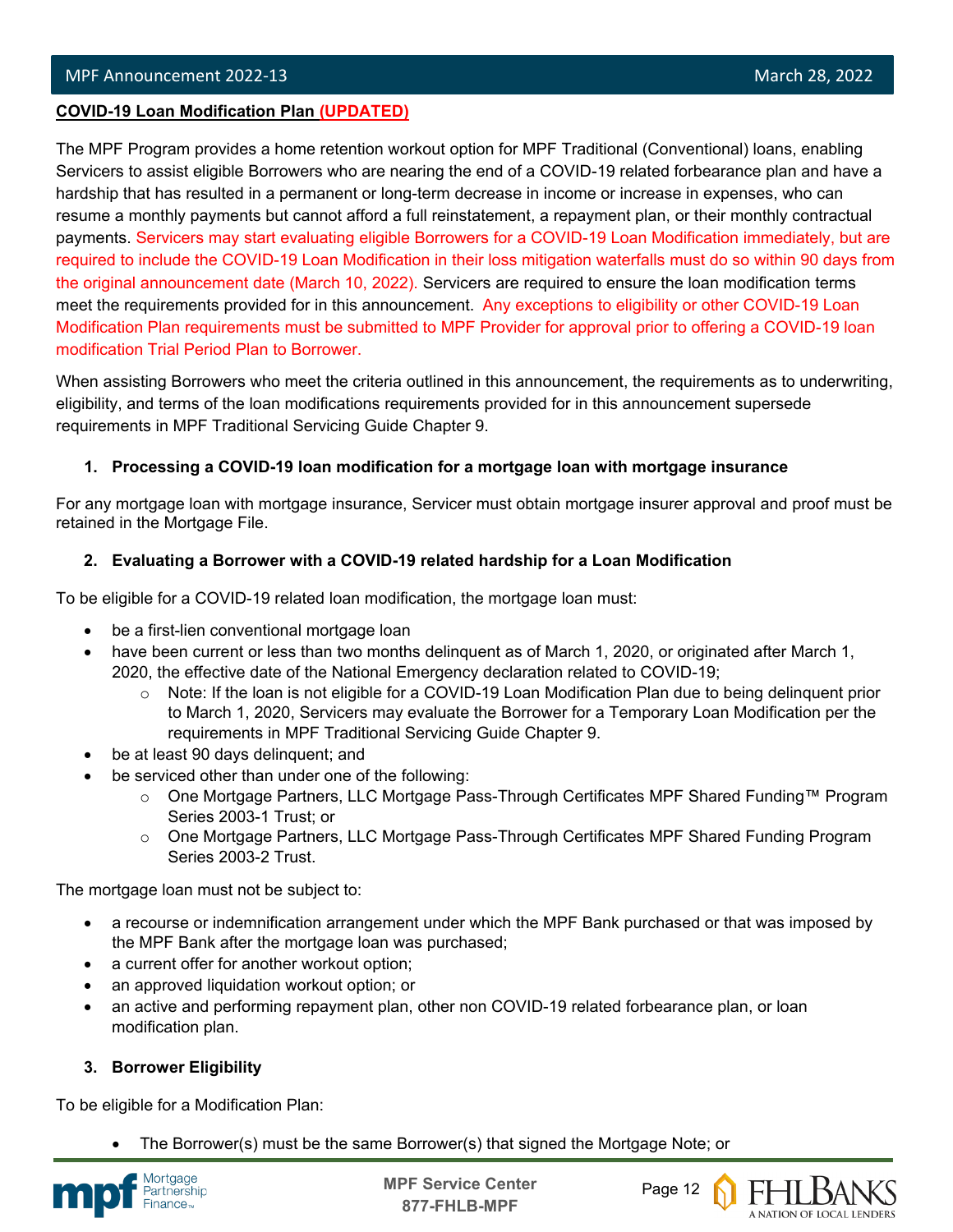**COVID-19 Loan Modification Plan (UPDATED)**

The MPF Program provides a home retention workout option for MPF Traditional (Conventional) loans, enabling Servicers to assist eligible Borrowers who are nearing the end of a COVID-19 related forbearance plan and have a hardship that has resulted in a permanent or long-term decrease in income or increase in expenses, who can resume a monthly payments but cannot afford a full reinstatement, a repayment plan, or their monthly contractual payments. Servicers may start evaluating eligible Borrowers for a COVID-19 Loan Modification immediately, but are required to include the COVID-19 Loan Modification in their loss mitigation waterfalls must do so within 90 days from the original announcement date (March 10, 2022). Servicers are required to ensure the loan modification terms meet the requirements provided for in this announcement. Any exceptions to eligibility or other COVID-19 Loan Modification Plan requirements must be submitted to MPF Provider for approval prior to offering a COVID-19 loan modification Trial Period Plan to Borrower.

When assisting Borrowers who meet the criteria outlined in this announcement, the requirements as to underwriting, eligibility, and terms of the loan modifications requirements provided for in this announcement supersede requirements in MPF Traditional Servicing Guide Chapter 9.

1. **Processing a COVID-19 loan modification for a mortgage loan with mortgage insurance**

For any mortgage loan with mortgage insurance, Servicer must obtain mortgage insurer approval and proof must be retained in the Mortgage File.

2. **Evaluating a Borrower with a COVID-19 related hardship for a Loan Modification**

To be eligible for a COVID-19 related loan modification, the mortgage loan must:

- be a first-lien conventional mortgage loan
- have been current or less than two months delinquent as of March 1, 2020, or originated after March 1, 2020, the effective date of the National Emergency declaration related to COVID-19;
  - Note: If the loan is not eligible for a COVID-19 Loan Modification Plan due to being delinquent prior to March 1, 2020, Servicers may evaluate the Borrower for a Temporary Loan Modification per the requirements in MPF Traditional Servicing Guide Chapter 9.
- be at least 90 days delinquent; and
- be serviced other than under one of the following:
  - One Mortgage Partners, LLC Mortgage Pass-Through Certificates MPF Shared Funding™ Program Series 2003-1 Trust; or
  - One Mortgage Partners, LLC Mortgage Pass-Through Certificates MPF Shared Funding Program Series 2003-2 Trust.

The mortgage loan must not be subject to:

- a recourse or indemnification arrangement under which the MPF Bank purchased or that was imposed by the MPF Bank after the mortgage loan was purchased;
- a current offer for another workout option;
- an approved liquidation workout option; or
- an active and performing repayment plan, other non COVID-19 related forbearance plan, or loan modification plan.

3. **Borrower Eligibility**

To be eligible for a Modification Plan:

- The Borrower(s) must be the same Borrower(s) that signed the Mortgage Note; or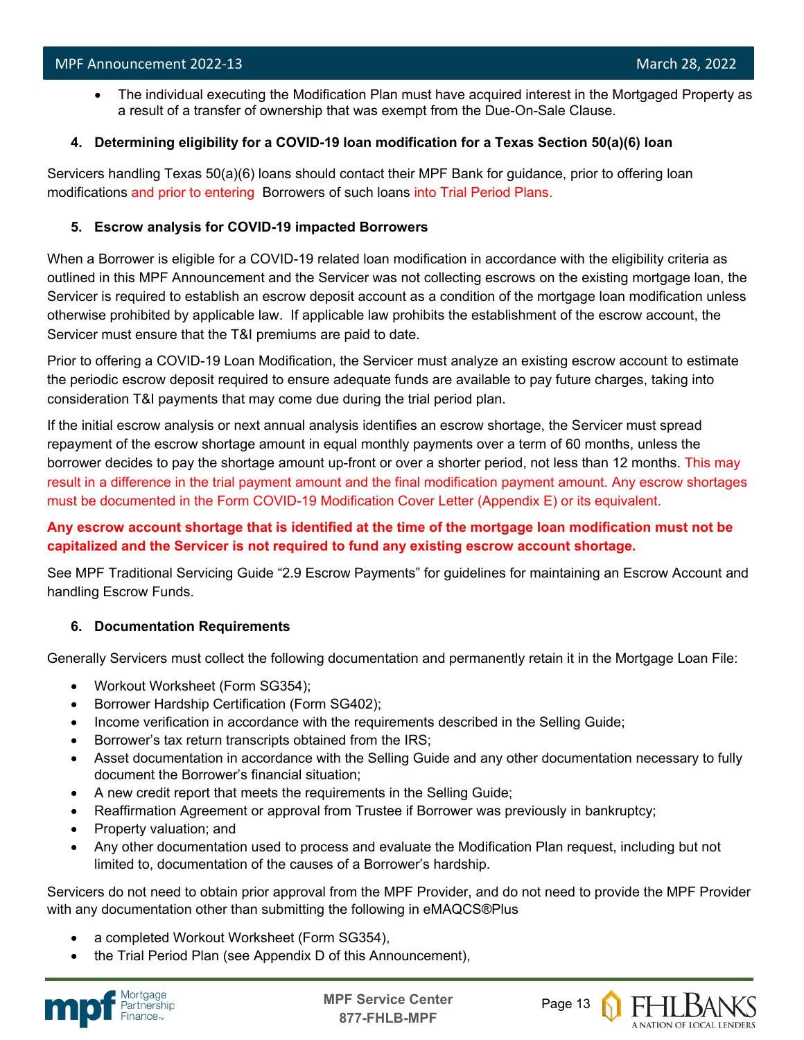- The individual executing the Modification Plan must have acquired interest in the Mortgaged Property as a result of a transfer of ownership that was exempt from the Due-On-Sale Clause.

**4. Determining eligibility for a COVID-19 loan modification for a Texas Section 50(a)(6) loan**

Servicers handling Texas 50(a)(6) loans should contact their MPF Bank for guidance, prior to offering loan modifications and prior to entering Borrowers of such loans into Trial Period Plans.

**5. Escrow analysis for COVID-19 impacted Borrowers**

When a Borrower is eligible for a COVID-19 related loan modification in accordance with the eligibility criteria as outlined in this MPF Announcement and the Servicer was not collecting escrows on the existing mortgage loan, the Servicer is required to establish an escrow deposit account as a condition of the mortgage loan modification unless otherwise prohibited by applicable law. If applicable law prohibits the establishment of the escrow account, the Servicer must ensure that the T&I premiums are paid to date.

Prior to offering a COVID-19 Loan Modification, the Servicer must analyze an existing escrow account to estimate the periodic escrow deposit required to ensure adequate funds are available to pay future charges, taking into consideration T&I payments that may come due during the trial period plan.

If the initial escrow analysis or next annual analysis identifies an escrow shortage, the Servicer must spread repayment of the escrow shortage amount in equal monthly payments over a term of 60 months, unless the borrower decides to pay the shortage amount up-front or over a shorter period, not less than 12 months. This may result in a difference in the trial payment amount and the final modification payment amount. Any escrow shortages must be documented in the Form COVID-19 Modification Cover Letter (Appendix E) or its equivalent.

**Any escrow account shortage that is identified at the time of the mortgage loan modification must not be capitalized and the Servicer is not required to fund any existing escrow account shortage.**

See MPF Traditional Servicing Guide "2.9 Escrow Payments" for guidelines for maintaining an Escrow Account and handling Escrow Funds.

**6. Documentation Requirements**

Generally Servicers must collect the following documentation and permanently retain it in the Mortgage Loan File:

- Workout Worksheet (Form SG354);
- Borrower Hardship Certification (Form SG402);
- Income verification in accordance with the requirements described in the Selling Guide;
- Borrower's tax return transcripts obtained from the IRS;
- Asset documentation in accordance with the Selling Guide and any other documentation necessary to fully document the Borrower's financial situation;
- A new credit report that meets the requirements in the Selling Guide;
- Reaffirmation Agreement or approval from Trustee if Borrower was previously in bankruptcy;
- Property valuation; and
- Any other documentation used to process and evaluate the Modification Plan request, including but not limited to, documentation of the causes of a Borrower's hardship.

Servicers do not need to obtain prior approval from the MPF Provider, and do not need to provide the MPF Provider with any documentation other than submitting the following in eMAQCS®Plus

- a completed Workout Worksheet (Form SG354),
- the Trial Period Plan (see Appendix D of this Announcement),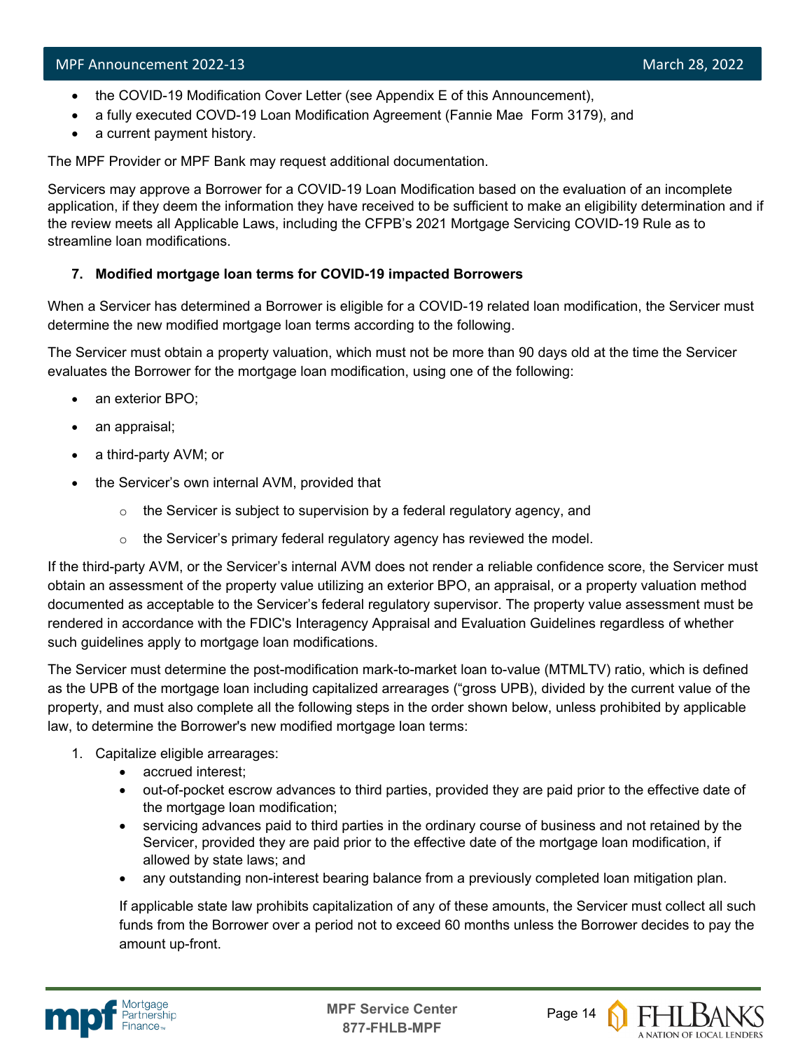- the COVID-19 Modification Cover Letter (see Appendix E of this Announcement),
- a fully executed COVD-19 Loan Modification Agreement (Fannie Mae Form 3179), and
- a current payment history.

The MPF Provider or MPF Bank may request additional documentation.

Servicers may approve a Borrower for a COVID-19 Loan Modification based on the evaluation of an incomplete application, if they deem the information they have received to be sufficient to make an eligibility determination and if the review meets all Applicable Laws, including the CFPB's 2021 Mortgage Servicing COVID-19 Rule as to streamline loan modifications.

**7. Modified mortgage loan terms for COVID-19 impacted Borrowers**

When a Servicer has determined a Borrower is eligible for a COVID-19 related loan modification, the Servicer must determine the new modified mortgage loan terms according to the following.

The Servicer must obtain a property valuation, which must not be more than 90 days old at the time the Servicer evaluates the Borrower for the mortgage loan modification, using one of the following:

- an exterior BPO;
- an appraisal;
- a third-party AVM; or
- the Servicer's own internal AVM, provided that
  - the Servicer is subject to supervision by a federal regulatory agency, and
  - the Servicer's primary federal regulatory agency has reviewed the model.

If the third-party AVM, or the Servicer's internal AVM does not render a reliable confidence score, the Servicer must obtain an assessment of the property value utilizing an exterior BPO, an appraisal, or a property valuation method documented as acceptable to the Servicer's federal regulatory supervisor. The property value assessment must be rendered in accordance with the FDIC's Interagency Appraisal and Evaluation Guidelines regardless of whether such guidelines apply to mortgage loan modifications.

The Servicer must determine the post-modification mark-to-market loan to-value (MTMLTV) ratio, which is defined as the UPB of the mortgage loan including capitalized arrearages ("gross UPB), divided by the current value of the property, and must also complete all the following steps in the order shown below, unless prohibited by applicable law, to determine the Borrower's new modified mortgage loan terms:

1. Capitalize eligible arrearages:
   - accrued interest;
   - out-of-pocket escrow advances to third parties, provided they are paid prior to the effective date of the mortgage loan modification;
   - servicing advances paid to third parties in the ordinary course of business and not retained by the Servicer, provided they are paid prior to the effective date of the mortgage loan modification, if allowed by state laws; and
   - any outstanding non-interest bearing balance from a previously completed loan mitigation plan.

   If applicable state law prohibits capitalization of any of these amounts, the Servicer must collect all such funds from the Borrower over a period not to exceed 60 months unless the Borrower decides to pay the amount up-front.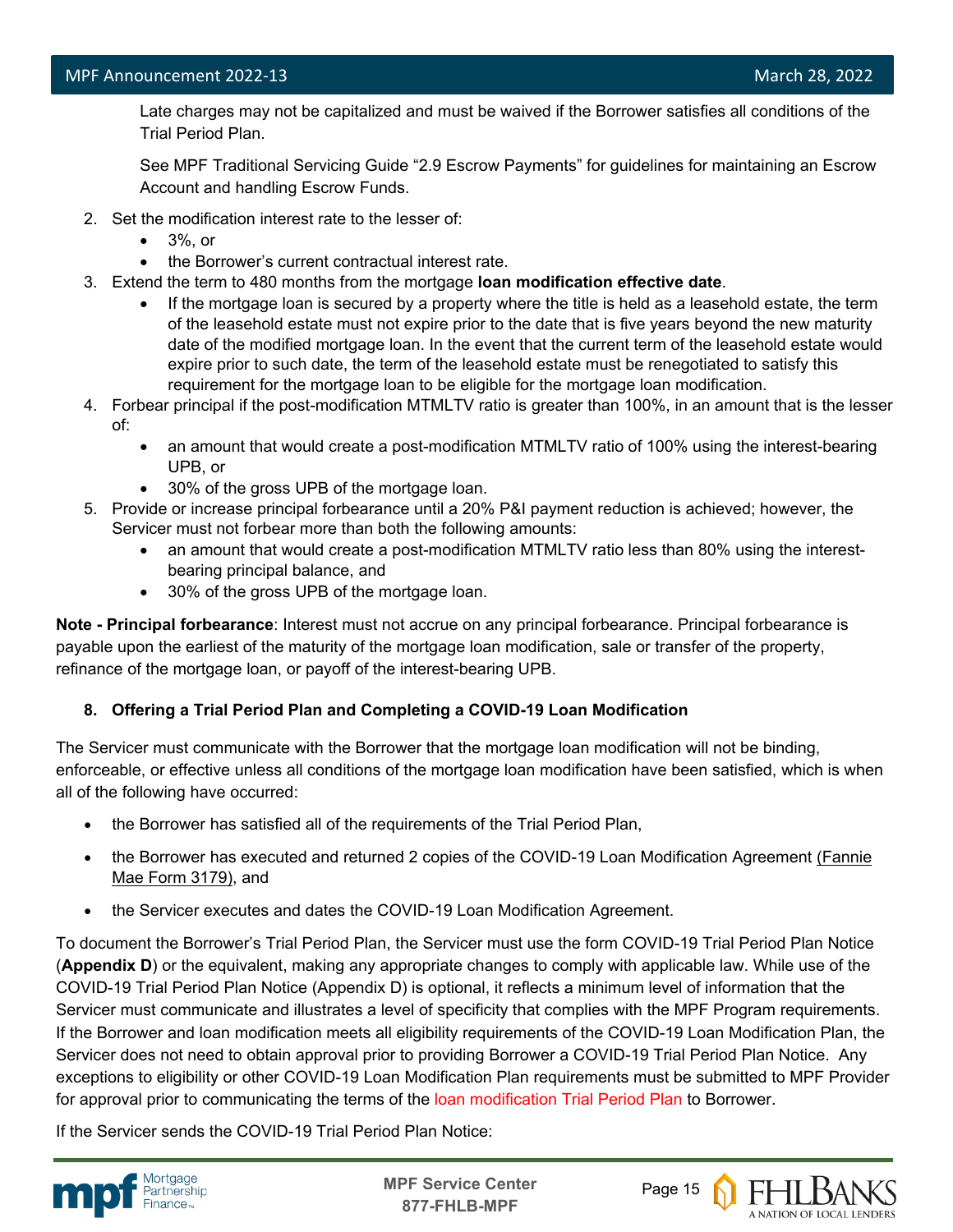Late charges may not be capitalized and must be waived if the Borrower satisfies all conditions of the Trial Period Plan.

See MPF Traditional Servicing Guide "2.9 Escrow Payments" for guidelines for maintaining an Escrow Account and handling Escrow Funds.

2. Set the modification interest rate to the lesser of:
   - 3%, or
   - the Borrower's current contractual interest rate.
3. Extend the term to 480 months from the mortgage **loan modification effective date**.
   - If the mortgage loan is secured by a property where the title is held as a leasehold estate, the term of the leasehold estate must not expire prior to the date that is five years beyond the new maturity date of the modified mortgage loan. In the event that the current term of the leasehold estate would expire prior to such date, the term of the leasehold estate must be renegotiated to satisfy this requirement for the mortgage loan to be eligible for the mortgage loan modification.
4. Forbear principal if the post-modification MTMLTV ratio is greater than 100%, in an amount that is the lesser of:
   - an amount that would create a post-modification MTMLTV ratio of 100% using the interest-bearing UPB, or
   - 30% of the gross UPB of the mortgage loan.
5. Provide or increase principal forbearance until a 20% P&I payment reduction is achieved; however, the Servicer must not forbear more than both the following amounts:
   - an amount that would create a post-modification MTMLTV ratio less than 80% using the interest-bearing principal balance, and
   - 30% of the gross UPB of the mortgage loan.

**Note - Principal forbearance**: Interest must not accrue on any principal forbearance. Principal forbearance is payable upon the earliest of the maturity of the mortgage loan modification, sale or transfer of the property, refinance of the mortgage loan, or payoff of the interest-bearing UPB.

### 8. Offering a Trial Period Plan and Completing a COVID-19 Loan Modification

The Servicer must communicate with the Borrower that the mortgage loan modification will not be binding, enforceable, or effective unless all conditions of the mortgage loan modification have been satisfied, which is when all of the following have occurred:

- the Borrower has satisfied all of the requirements of the Trial Period Plan,
- the Borrower has executed and returned 2 copies of the COVID-19 Loan Modification Agreement (Fannie Mae Form 3179), and
- the Servicer executes and dates the COVID-19 Loan Modification Agreement.

To document the Borrower's Trial Period Plan, the Servicer must use the form COVID-19 Trial Period Plan Notice (**Appendix D**) or the equivalent, making any appropriate changes to comply with applicable law. While use of the COVID-19 Trial Period Plan Notice (Appendix D) is optional, it reflects a minimum level of information that the Servicer must communicate and illustrates a level of specificity that complies with the MPF Program requirements. If the Borrower and loan modification meets all eligibility requirements of the COVID-19 Loan Modification Plan, the Servicer does not need to obtain approval prior to providing Borrower a COVID-19 Trial Period Plan Notice. Any exceptions to eligibility or other COVID-19 Loan Modification Plan requirements must be submitted to MPF Provider for approval prior to communicating the terms of the loan modification Trial Period Plan to Borrower.

If the Servicer sends the COVID-19 Trial Period Plan Notice: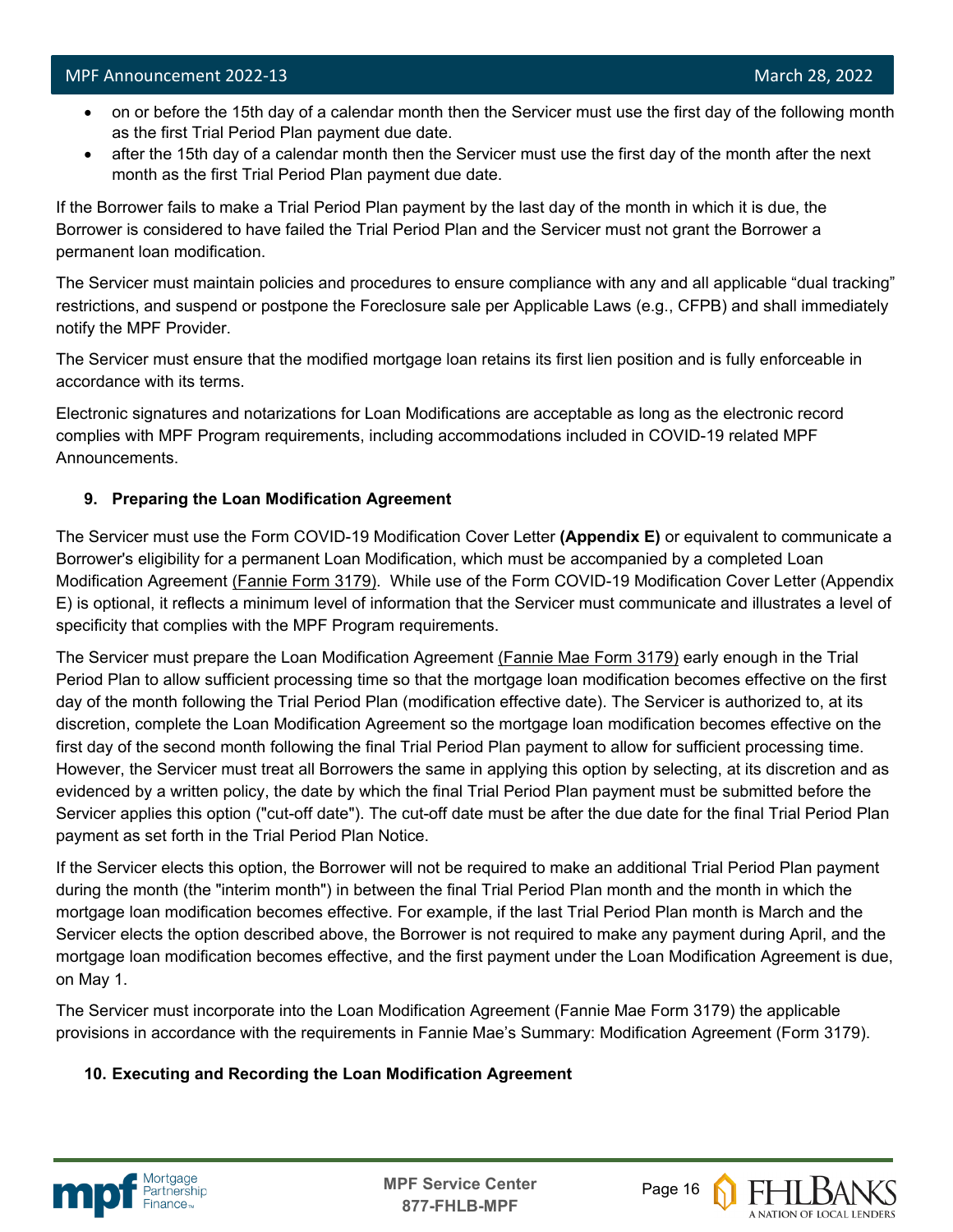- on or before the 15th day of a calendar month then the Servicer must use the first day of the following month as the first Trial Period Plan payment due date.
- after the 15th day of a calendar month then the Servicer must use the first day of the month after the next month as the first Trial Period Plan payment due date.

If the Borrower fails to make a Trial Period Plan payment by the last day of the month in which it is due, the Borrower is considered to have failed the Trial Period Plan and the Servicer must not grant the Borrower a permanent loan modification.

The Servicer must maintain policies and procedures to ensure compliance with any and all applicable "dual tracking" restrictions, and suspend or postpone the Foreclosure sale per Applicable Laws (e.g., CFPB) and shall immediately notify the MPF Provider.

The Servicer must ensure that the modified mortgage loan retains its first lien position and is fully enforceable in accordance with its terms.

Electronic signatures and notarizations for Loan Modifications are acceptable as long as the electronic record complies with MPF Program requirements, including accommodations included in COVID-19 related MPF Announcements.

#### 9. Preparing the Loan Modification Agreement

The Servicer must use the Form COVID-19 Modification Cover Letter **(Appendix E)** or equivalent to communicate a Borrower's eligibility for a permanent Loan Modification, which must be accompanied by a completed Loan Modification Agreement (Fannie Form 3179). While use of the Form COVID-19 Modification Cover Letter (Appendix E) is optional, it reflects a minimum level of information that the Servicer must communicate and illustrates a level of specificity that complies with the MPF Program requirements.

The Servicer must prepare the Loan Modification Agreement (Fannie Mae Form 3179) early enough in the Trial Period Plan to allow sufficient processing time so that the mortgage loan modification becomes effective on the first day of the month following the Trial Period Plan (modification effective date). The Servicer is authorized to, at its discretion, complete the Loan Modification Agreement so the mortgage loan modification becomes effective on the first day of the second month following the final Trial Period Plan payment to allow for sufficient processing time. However, the Servicer must treat all Borrowers the same in applying this option by selecting, at its discretion and as evidenced by a written policy, the date by which the final Trial Period Plan payment must be submitted before the Servicer applies this option ("cut-off date"). The cut-off date must be after the due date for the final Trial Period Plan payment as set forth in the Trial Period Plan Notice.

If the Servicer elects this option, the Borrower will not be required to make an additional Trial Period Plan payment during the month (the "interim month") in between the final Trial Period Plan month and the month in which the mortgage loan modification becomes effective. For example, if the last Trial Period Plan month is March and the Servicer elects the option described above, the Borrower is not required to make any payment during April, and the mortgage loan modification becomes effective, and the first payment under the Loan Modification Agreement is due, on May 1.

The Servicer must incorporate into the Loan Modification Agreement (Fannie Mae Form 3179) the applicable provisions in accordance with the requirements in Fannie Mae's Summary: Modification Agreement (Form 3179).

#### 10. Executing and Recording the Loan Modification Agreement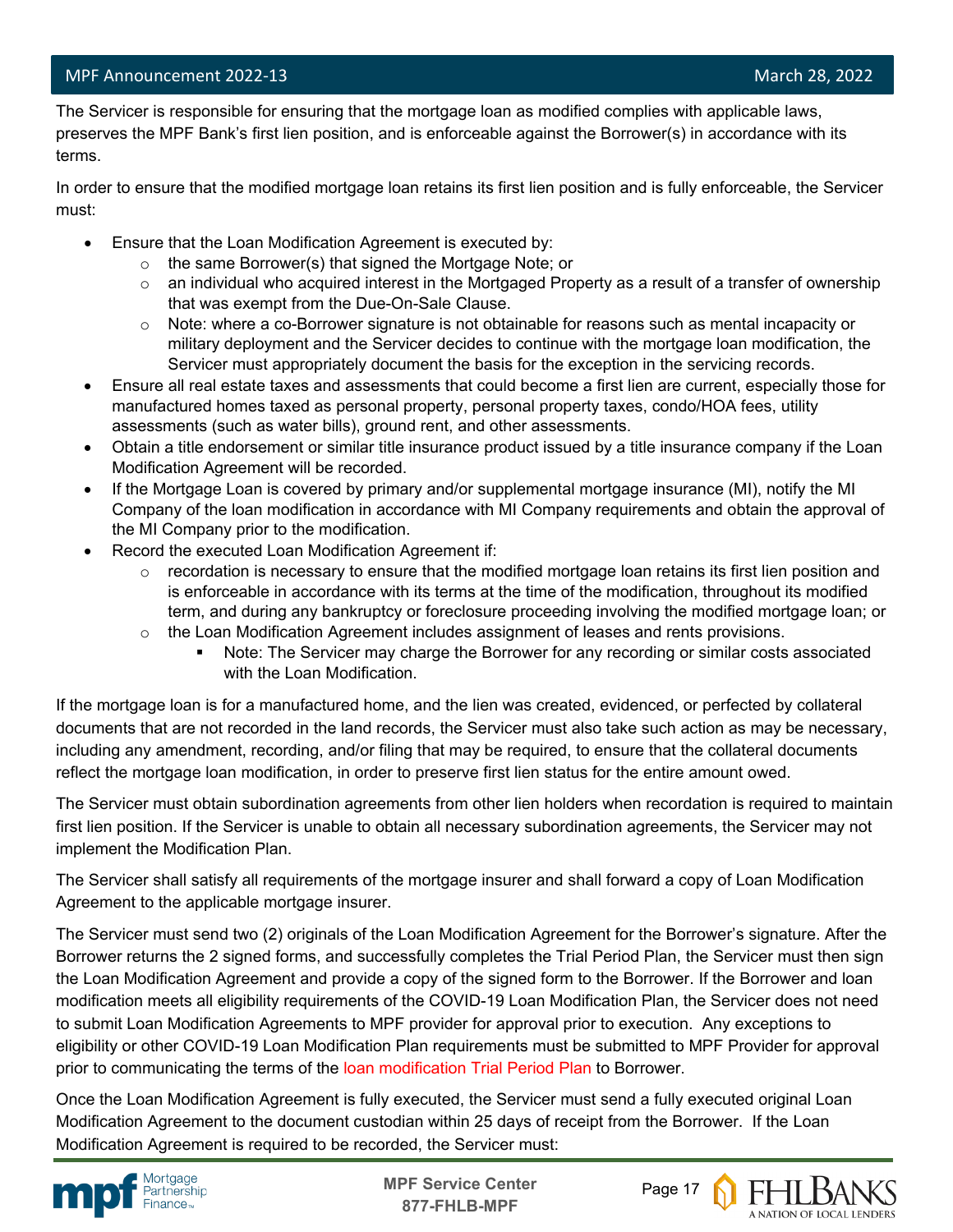The Servicer is responsible for ensuring that the mortgage loan as modified complies with applicable laws, preserves the MPF Bank's first lien position, and is enforceable against the Borrower(s) in accordance with its terms.

In order to ensure that the modified mortgage loan retains its first lien position and is fully enforceable, the Servicer must:

- Ensure that the Loan Modification Agreement is executed by:
  - the same Borrower(s) that signed the Mortgage Note; or
  - an individual who acquired interest in the Mortgaged Property as a result of a transfer of ownership that was exempt from the Due-On-Sale Clause.
  - Note: where a co-Borrower signature is not obtainable for reasons such as mental incapacity or military deployment and the Servicer decides to continue with the mortgage loan modification, the Servicer must appropriately document the basis for the exception in the servicing records.
- Ensure all real estate taxes and assessments that could become a first lien are current, especially those for manufactured homes taxed as personal property, personal property taxes, condo/HOA fees, utility assessments (such as water bills), ground rent, and other assessments.
- Obtain a title endorsement or similar title insurance product issued by a title insurance company if the Loan Modification Agreement will be recorded.
- If the Mortgage Loan is covered by primary and/or supplemental mortgage insurance (MI), notify the MI Company of the loan modification in accordance with MI Company requirements and obtain the approval of the MI Company prior to the modification.
- Record the executed Loan Modification Agreement if:
  - recordation is necessary to ensure that the modified mortgage loan retains its first lien position and is enforceable in accordance with its terms at the time of the modification, throughout its modified term, and during any bankruptcy or foreclosure proceeding involving the modified mortgage loan; or
  - the Loan Modification Agreement includes assignment of leases and rents provisions.
    - Note: The Servicer may charge the Borrower for any recording or similar costs associated with the Loan Modification.

If the mortgage loan is for a manufactured home, and the lien was created, evidenced, or perfected by collateral documents that are not recorded in the land records, the Servicer must also take such action as may be necessary, including any amendment, recording, and/or filing that may be required, to ensure that the collateral documents reflect the mortgage loan modification, in order to preserve first lien status for the entire amount owed.

The Servicer must obtain subordination agreements from other lien holders when recordation is required to maintain first lien position. If the Servicer is unable to obtain all necessary subordination agreements, the Servicer may not implement the Modification Plan.

The Servicer shall satisfy all requirements of the mortgage insurer and shall forward a copy of Loan Modification Agreement to the applicable mortgage insurer.

The Servicer must send two (2) originals of the Loan Modification Agreement for the Borrower's signature. After the Borrower returns the 2 signed forms, and successfully completes the Trial Period Plan, the Servicer must then sign the Loan Modification Agreement and provide a copy of the signed form to the Borrower. If the Borrower and loan modification meets all eligibility requirements of the COVID-19 Loan Modification Plan, the Servicer does not need to submit Loan Modification Agreements to MPF provider for approval prior to execution. Any exceptions to eligibility or other COVID-19 Loan Modification Plan requirements must be submitted to MPF Provider for approval prior to communicating the terms of the loan modification Trial Period Plan to Borrower.

Once the Loan Modification Agreement is fully executed, the Servicer must send a fully executed original Loan Modification Agreement to the document custodian within 25 days of receipt from the Borrower. If the Loan Modification Agreement is required to be recorded, the Servicer must: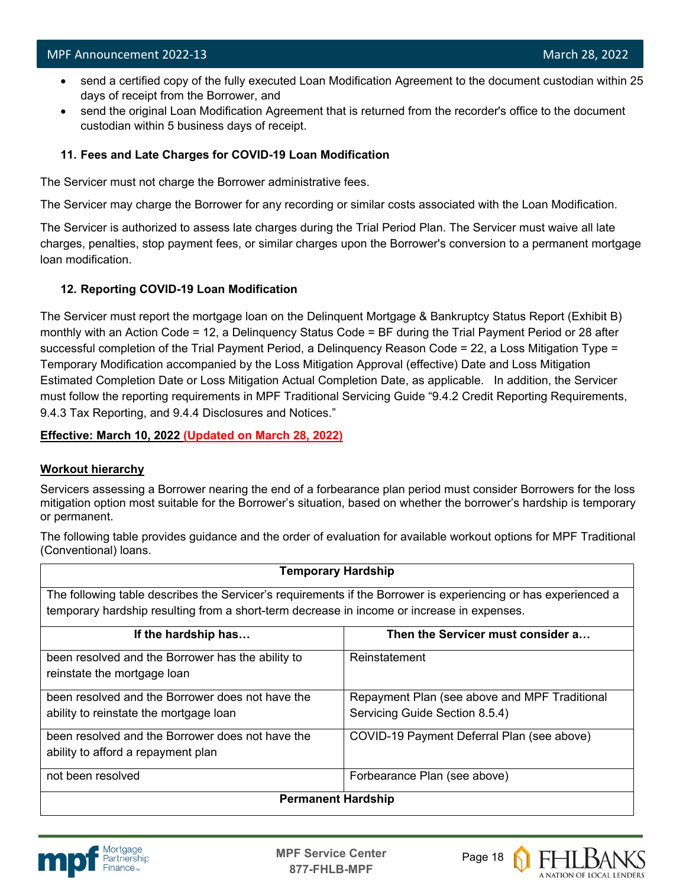- send a certified copy of the fully executed Loan Modification Agreement to the document custodian within 25 days of receipt from the Borrower, and
- send the original Loan Modification Agreement that is returned from the recorder's office to the document custodian within 5 business days of receipt.

**11. Fees and Late Charges for COVID-19 Loan Modification**

The Servicer must not charge the Borrower administrative fees.

The Servicer may charge the Borrower for any recording or similar costs associated with the Loan Modification.

The Servicer is authorized to assess late charges during the Trial Period Plan. The Servicer must waive all late charges, penalties, stop payment fees, or similar charges upon the Borrower's conversion to a permanent mortgage loan modification.

**12. Reporting COVID-19 Loan Modification**

The Servicer must report the mortgage loan on the Delinquent Mortgage & Bankruptcy Status Report (Exhibit B) monthly with an Action Code = 12, a Delinquency Status Code = BF during the Trial Payment Period or 28 after successful completion of the Trial Payment Period, a Delinquency Reason Code = 22, a Loss Mitigation Type = Temporary Modification accompanied by the Loss Mitigation Approval (effective) Date and Loss Mitigation Estimated Completion Date or Loss Mitigation Actual Completion Date, as applicable. In addition, the Servicer must follow the reporting requirements in MPF Traditional Servicing Guide "9.4.2 Credit Reporting Requirements, 9.4.3 Tax Reporting, and 9.4.4 Disclosures and Notices."

**Effective: March 10, 2022 (Updated on March 28, 2022)**

**Workout hierarchy**

Servicers assessing a Borrower nearing the end of a forbearance plan period must consider Borrowers for the loss mitigation option most suitable for the Borrower's situation, based on whether the borrower's hardship is temporary or permanent.

The following table provides guidance and the order of evaluation for available workout options for MPF Traditional (Conventional) loans.

| **Temporary Hardship** | |
|---|---|
| The following table describes the Servicer's requirements if the Borrower is experiencing or has experienced a temporary hardship resulting from a short-term decrease in income or increase in expenses. | |
| **If the hardship has…** | **Then the Servicer must consider a…** |
| been resolved and the Borrower has the ability to reinstate the mortgage loan | Reinstatement |
| been resolved and the Borrower does not have the ability to reinstate the mortgage loan | Repayment Plan (see above and MPF Traditional Servicing Guide Section 8.5.4) |
| been resolved and the Borrower does not have the ability to afford a repayment plan | COVID-19 Payment Deferral Plan (see above) |
| not been resolved | Forbearance Plan (see above) |
| **Permanent Hardship** | |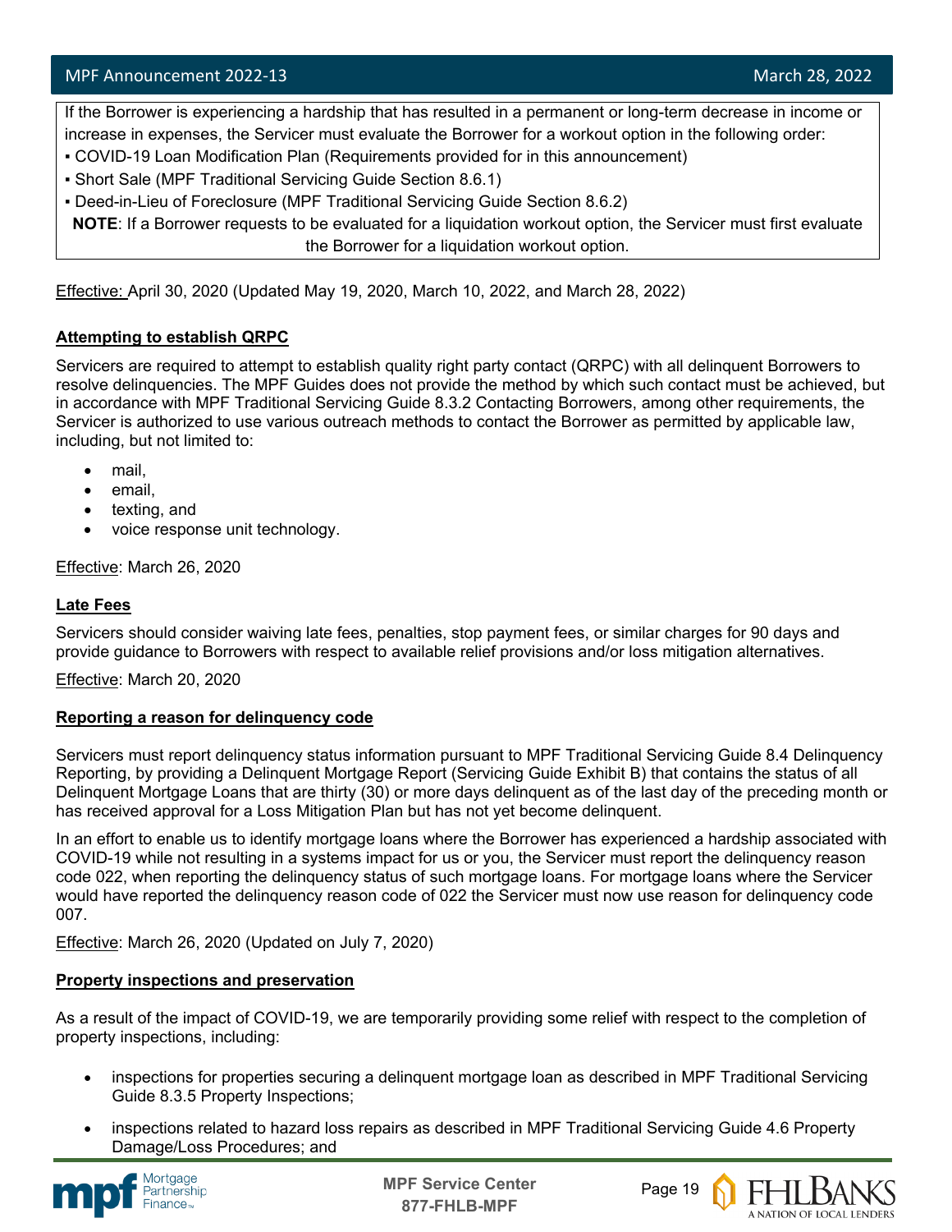If the Borrower is experiencing a hardship that has resulted in a permanent or long-term decrease in income or increase in expenses, the Servicer must evaluate the Borrower for a workout option in the following order:

- COVID-19 Loan Modification Plan (Requirements provided for in this announcement)
- Short Sale (MPF Traditional Servicing Guide Section 8.6.1)
- Deed-in-Lieu of Foreclosure (MPF Traditional Servicing Guide Section 8.6.2)

**NOTE**: If a Borrower requests to be evaluated for a liquidation workout option, the Servicer must first evaluate the Borrower for a liquidation workout option.

Effective: April 30, 2020 (Updated May 19, 2020, March 10, 2022, and March 28, 2022)

**Attempting to establish QRPC**

Servicers are required to attempt to establish quality right party contact (QRPC) with all delinquent Borrowers to resolve delinquencies. The MPF Guides does not provide the method by which such contact must be achieved, but in accordance with MPF Traditional Servicing Guide 8.3.2 Contacting Borrowers, among other requirements, the Servicer is authorized to use various outreach methods to contact the Borrower as permitted by applicable law, including, but not limited to:

- mail,
- email,
- texting, and
- voice response unit technology.

Effective: March 26, 2020

**Late Fees**

Servicers should consider waiving late fees, penalties, stop payment fees, or similar charges for 90 days and provide guidance to Borrowers with respect to available relief provisions and/or loss mitigation alternatives.

Effective: March 20, 2020

**Reporting a reason for delinquency code**

Servicers must report delinquency status information pursuant to MPF Traditional Servicing Guide 8.4 Delinquency Reporting, by providing a Delinquent Mortgage Report (Servicing Guide Exhibit B) that contains the status of all Delinquent Mortgage Loans that are thirty (30) or more days delinquent as of the last day of the preceding month or has received approval for a Loss Mitigation Plan but has not yet become delinquent.

In an effort to enable us to identify mortgage loans where the Borrower has experienced a hardship associated with COVID-19 while not resulting in a systems impact for us or you, the Servicer must report the delinquency reason code 022, when reporting the delinquency status of such mortgage loans. For mortgage loans where the Servicer would have reported the delinquency reason code of 022 the Servicer must now use reason for delinquency code 007.

Effective: March 26, 2020 (Updated on July 7, 2020)

**Property inspections and preservation**

As a result of the impact of COVID-19, we are temporarily providing some relief with respect to the completion of property inspections, including:

- inspections for properties securing a delinquent mortgage loan as described in MPF Traditional Servicing Guide 8.3.5 Property Inspections;
- inspections related to hazard loss repairs as described in MPF Traditional Servicing Guide 4.6 Property Damage/Loss Procedures; and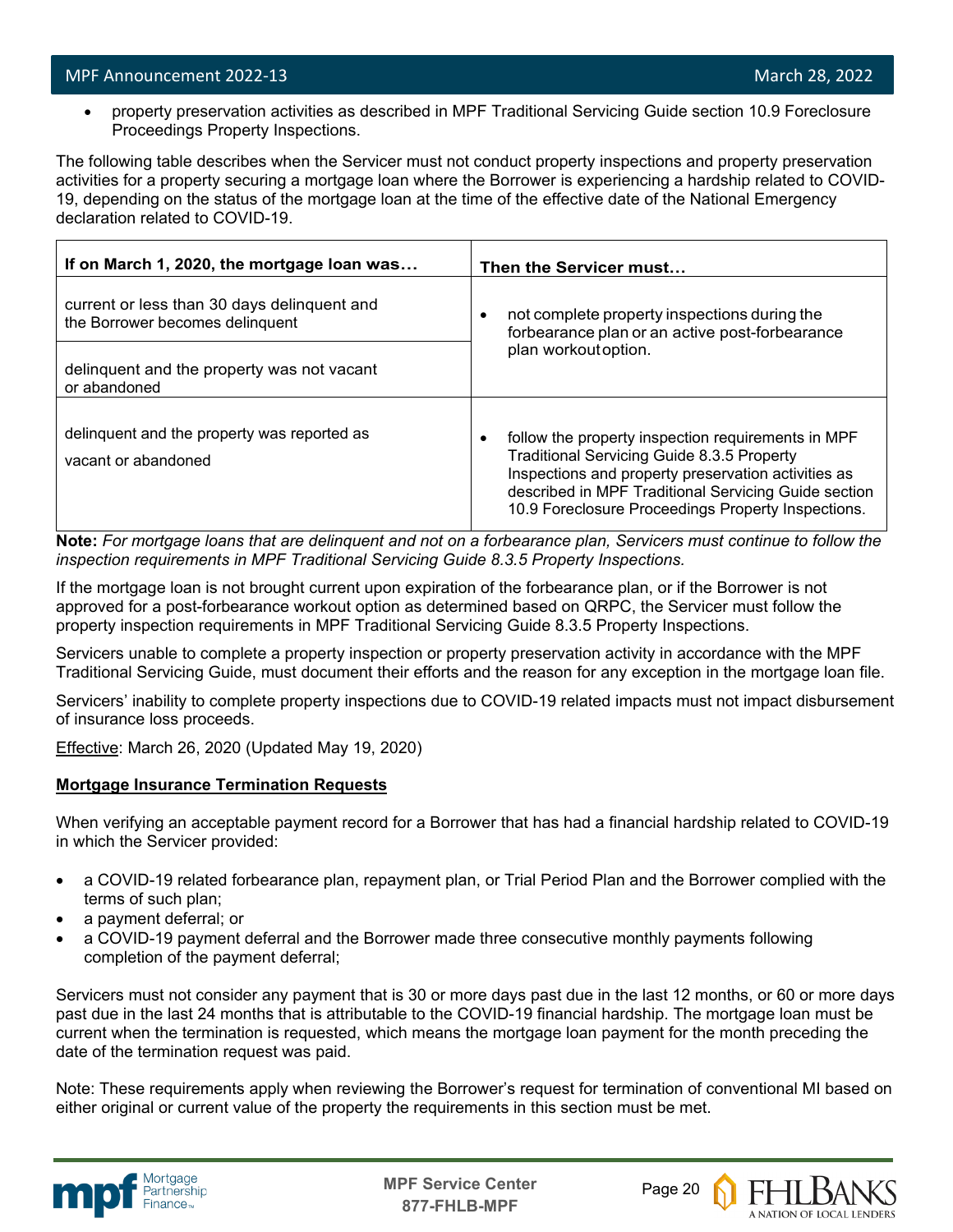- property preservation activities as described in MPF Traditional Servicing Guide section 10.9 Foreclosure Proceedings Property Inspections.

The following table describes when the Servicer must not conduct property inspections and property preservation activities for a property securing a mortgage loan where the Borrower is experiencing a hardship related to COVID-19, depending on the status of the mortgage loan at the time of the effective date of the National Emergency declaration related to COVID-19.

| If on March 1, 2020, the mortgage loan was… | Then the Servicer must… |
| --- | --- |
| current or less than 30 days delinquent and the Borrower becomes delinquent | • not complete property inspections during the forbearance plan or an active post-forbearance plan workout option. |
| delinquent and the property was not vacant or abandoned | |
| delinquent and the property was reported as vacant or abandoned | • follow the property inspection requirements in MPF Traditional Servicing Guide 8.3.5 Property Inspections and property preservation activities as described in MPF Traditional Servicing Guide section 10.9 Foreclosure Proceedings Property Inspections. |

**Note:** *For mortgage loans that are delinquent and not on a forbearance plan, Servicers must continue to follow the inspection requirements in MPF Traditional Servicing Guide 8.3.5 Property Inspections.*

If the mortgage loan is not brought current upon expiration of the forbearance plan, or if the Borrower is not approved for a post-forbearance workout option as determined based on QRPC, the Servicer must follow the property inspection requirements in MPF Traditional Servicing Guide 8.3.5 Property Inspections.

Servicers unable to complete a property inspection or property preservation activity in accordance with the MPF Traditional Servicing Guide, must document their efforts and the reason for any exception in the mortgage loan file.

Servicers' inability to complete property inspections due to COVID-19 related impacts must not impact disbursement of insurance loss proceeds.

Effective: March 26, 2020 (Updated May 19, 2020)

**Mortgage Insurance Termination Requests**

When verifying an acceptable payment record for a Borrower that has had a financial hardship related to COVID-19 in which the Servicer provided:

- a COVID-19 related forbearance plan, repayment plan, or Trial Period Plan and the Borrower complied with the terms of such plan;
- a payment deferral; or
- a COVID-19 payment deferral and the Borrower made three consecutive monthly payments following completion of the payment deferral;

Servicers must not consider any payment that is 30 or more days past due in the last 12 months, or 60 or more days past due in the last 24 months that is attributable to the COVID-19 financial hardship. The mortgage loan must be current when the termination is requested, which means the mortgage loan payment for the month preceding the date of the termination request was paid.

Note: These requirements apply when reviewing the Borrower's request for termination of conventional MI based on either original or current value of the property the requirements in this section must be met.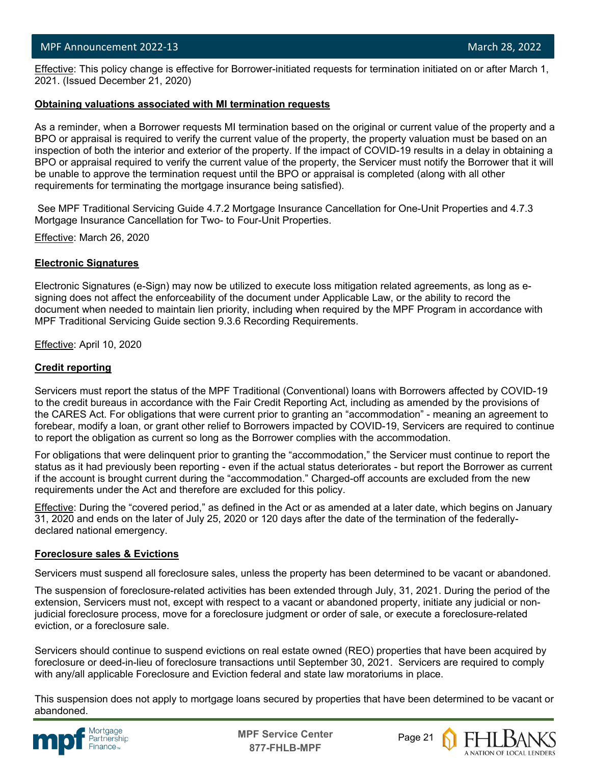Effective: This policy change is effective for Borrower-initiated requests for termination initiated on or after March 1, 2021. (Issued December 21, 2020)

**Obtaining valuations associated with MI termination requests**

As a reminder, when a Borrower requests MI termination based on the original or current value of the property and a BPO or appraisal is required to verify the current value of the property, the property valuation must be based on an inspection of both the interior and exterior of the property. If the impact of COVID-19 results in a delay in obtaining a BPO or appraisal required to verify the current value of the property, the Servicer must notify the Borrower that it will be unable to approve the termination request until the BPO or appraisal is completed (along with all other requirements for terminating the mortgage insurance being satisfied).

See MPF Traditional Servicing Guide 4.7.2 Mortgage Insurance Cancellation for One-Unit Properties and 4.7.3 Mortgage Insurance Cancellation for Two- to Four-Unit Properties.

Effective: March 26, 2020

**Electronic Signatures**

Electronic Signatures (e-Sign) may now be utilized to execute loss mitigation related agreements, as long as e-signing does not affect the enforceability of the document under Applicable Law, or the ability to record the document when needed to maintain lien priority, including when required by the MPF Program in accordance with MPF Traditional Servicing Guide section 9.3.6 Recording Requirements.

Effective: April 10, 2020

**Credit reporting**

Servicers must report the status of the MPF Traditional (Conventional) loans with Borrowers affected by COVID-19 to the credit bureaus in accordance with the Fair Credit Reporting Act, including as amended by the provisions of the CARES Act. For obligations that were current prior to granting an "accommodation" - meaning an agreement to forebear, modify a loan, or grant other relief to Borrowers impacted by COVID-19, Servicers are required to continue to report the obligation as current so long as the Borrower complies with the accommodation.

For obligations that were delinquent prior to granting the "accommodation," the Servicer must continue to report the status as it had previously been reporting - even if the actual status deteriorates - but report the Borrower as current if the account is brought current during the "accommodation." Charged-off accounts are excluded from the new requirements under the Act and therefore are excluded for this policy.

Effective: During the "covered period," as defined in the Act or as amended at a later date, which begins on January 31, 2020 and ends on the later of July 25, 2020 or 120 days after the date of the termination of the federally-declared national emergency.

**Foreclosure sales & Evictions**

Servicers must suspend all foreclosure sales, unless the property has been determined to be vacant or abandoned.

The suspension of foreclosure-related activities has been extended through July, 31, 2021. During the period of the extension, Servicers must not, except with respect to a vacant or abandoned property, initiate any judicial or non-judicial foreclosure process, move for a foreclosure judgment or order of sale, or execute a foreclosure-related eviction, or a foreclosure sale.

Servicers should continue to suspend evictions on real estate owned (REO) properties that have been acquired by foreclosure or deed-in-lieu of foreclosure transactions until September 30, 2021. Servicers are required to comply with any/all applicable Foreclosure and Eviction federal and state law moratoriums in place.

This suspension does not apply to mortgage loans secured by properties that have been determined to be vacant or abandoned.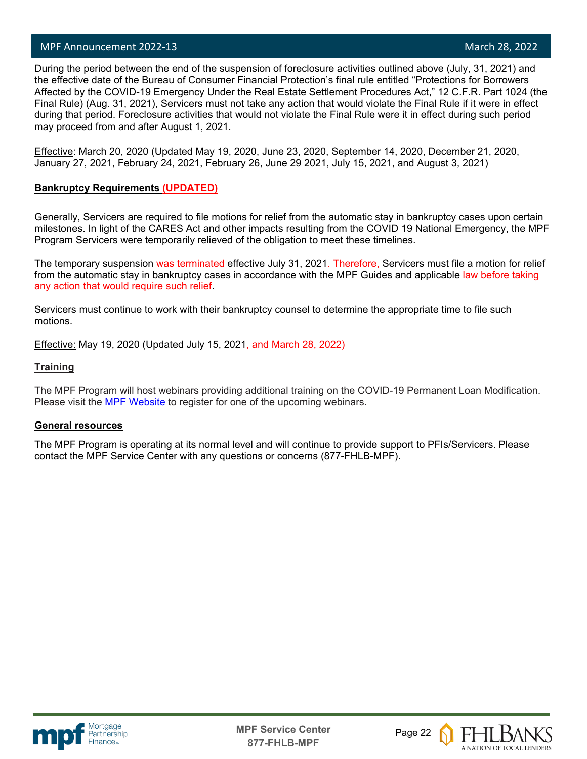During the period between the end of the suspension of foreclosure activities outlined above (July, 31, 2021) and the effective date of the Bureau of Consumer Financial Protection's final rule entitled "Protections for Borrowers Affected by the COVID-19 Emergency Under the Real Estate Settlement Procedures Act," 12 C.F.R. Part 1024 (the Final Rule) (Aug. 31, 2021), Servicers must not take any action that would violate the Final Rule if it were in effect during that period. Foreclosure activities that would not violate the Final Rule were it in effect during such period may proceed from and after August 1, 2021.

Effective: March 20, 2020 (Updated May 19, 2020, June 23, 2020, September 14, 2020, December 21, 2020, January 27, 2021, February 24, 2021, February 26, June 29 2021, July 15, 2021, and August 3, 2021)

**Bankruptcy Requirements (UPDATED)**

Generally, Servicers are required to file motions for relief from the automatic stay in bankruptcy cases upon certain milestones. In light of the CARES Act and other impacts resulting from the COVID 19 National Emergency, the MPF Program Servicers were temporarily relieved of the obligation to meet these timelines.

The temporary suspension was terminated effective July 31, 2021. Therefore, Servicers must file a motion for relief from the automatic stay in bankruptcy cases in accordance with the MPF Guides and applicable law before taking any action that would require such relief.

Servicers must continue to work with their bankruptcy counsel to determine the appropriate time to file such motions.

Effective: May 19, 2020 (Updated July 15, 2021, and March 28, 2022)

**Training**

The MPF Program will host webinars providing additional training on the COVID-19 Permanent Loan Modification. Please visit the MPF Website to register for one of the upcoming webinars.

**General resources**

The MPF Program is operating at its normal level and will continue to provide support to PFIs/Servicers. Please contact the MPF Service Center with any questions or concerns (877-FHLB-MPF).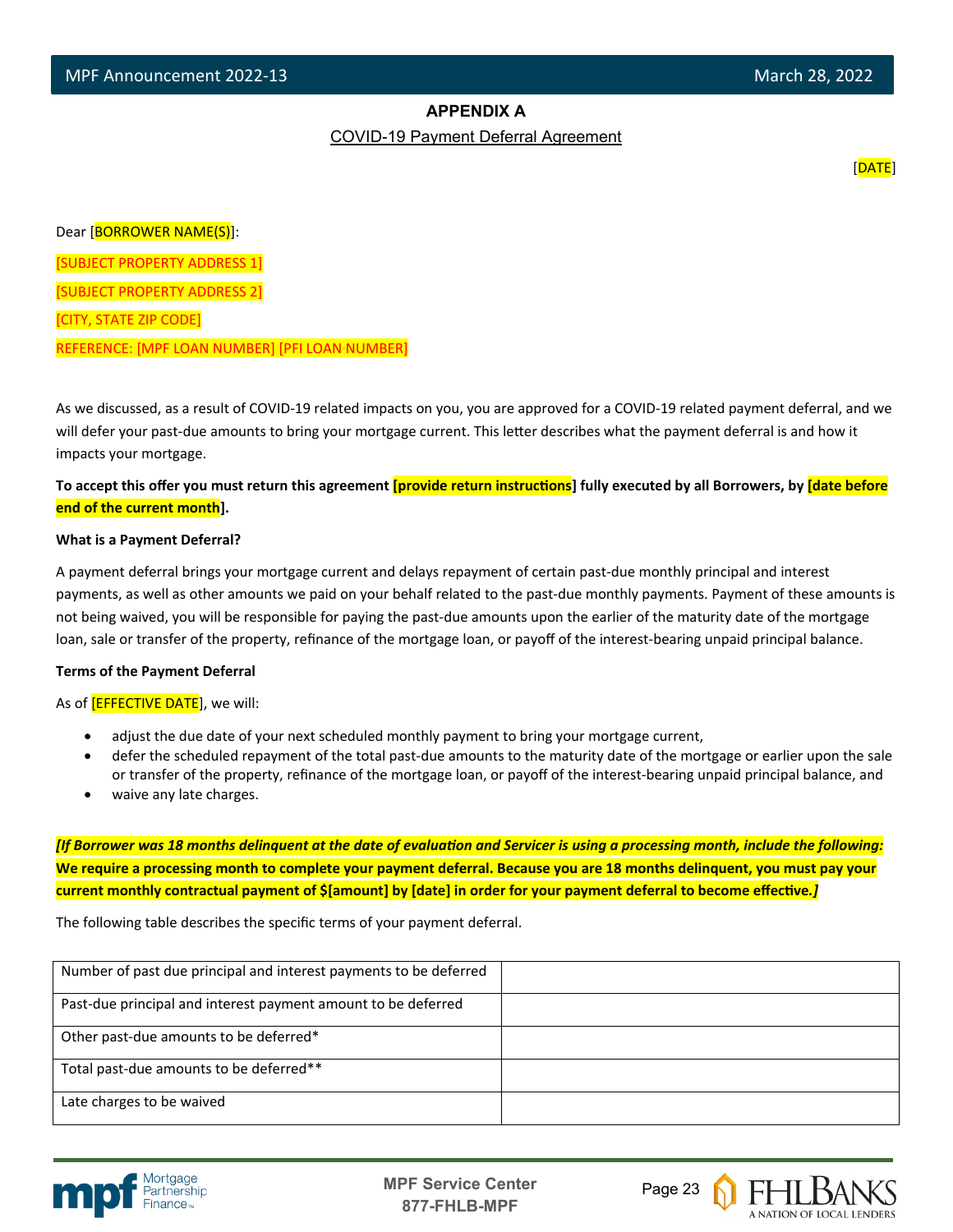## APPENDIX A

COVID-19 Payment Deferral Agreement

[DATE]

Dear [BORROWER NAME(S)]:

[SUBJECT PROPERTY ADDRESS 1]

[SUBJECT PROPERTY ADDRESS 2]

[CITY, STATE ZIP CODE]

REFERENCE: [MPF LOAN NUMBER] [PFI LOAN NUMBER]

As we discussed, as a result of COVID-19 related impacts on you, you are approved for a COVID-19 related payment deferral, and we will defer your past-due amounts to bring your mortgage current. This letter describes what the payment deferral is and how it impacts your mortgage.

**To accept this offer you must return this agreement [provide return instructions] fully executed by all Borrowers, by [date before end of the current month].**

**What is a Payment Deferral?**

A payment deferral brings your mortgage current and delays repayment of certain past-due monthly principal and interest payments, as well as other amounts we paid on your behalf related to the past-due monthly payments. Payment of these amounts is not being waived, you will be responsible for paying the past-due amounts upon the earlier of the maturity date of the mortgage loan, sale or transfer of the property, refinance of the mortgage loan, or payoff of the interest-bearing unpaid principal balance.

**Terms of the Payment Deferral**

As of [EFFECTIVE DATE], we will:

- adjust the due date of your next scheduled monthly payment to bring your mortgage current,
- defer the scheduled repayment of the total past-due amounts to the maturity date of the mortgage or earlier upon the sale or transfer of the property, refinance of the mortgage loan, or payoff of the interest-bearing unpaid principal balance, and
- waive any late charges.

***[If Borrower was 18 months delinquent at the date of evaluation and Servicer is using a processing month, include the following:*** **We require a processing month to complete your payment deferral. Because you are 18 months delinquent, you must pay your current monthly contractual payment of $[amount] by [date] in order for your payment deferral to become effective.*]***

The following table describes the specific terms of your payment deferral.

| | |
|---|---|
| Number of past due principal and interest payments to be deferred | |
| Past-due principal and interest payment amount to be deferred | |
| Other past-due amounts to be deferred* | |
| Total past-due amounts to be deferred** | |
| Late charges to be waived | |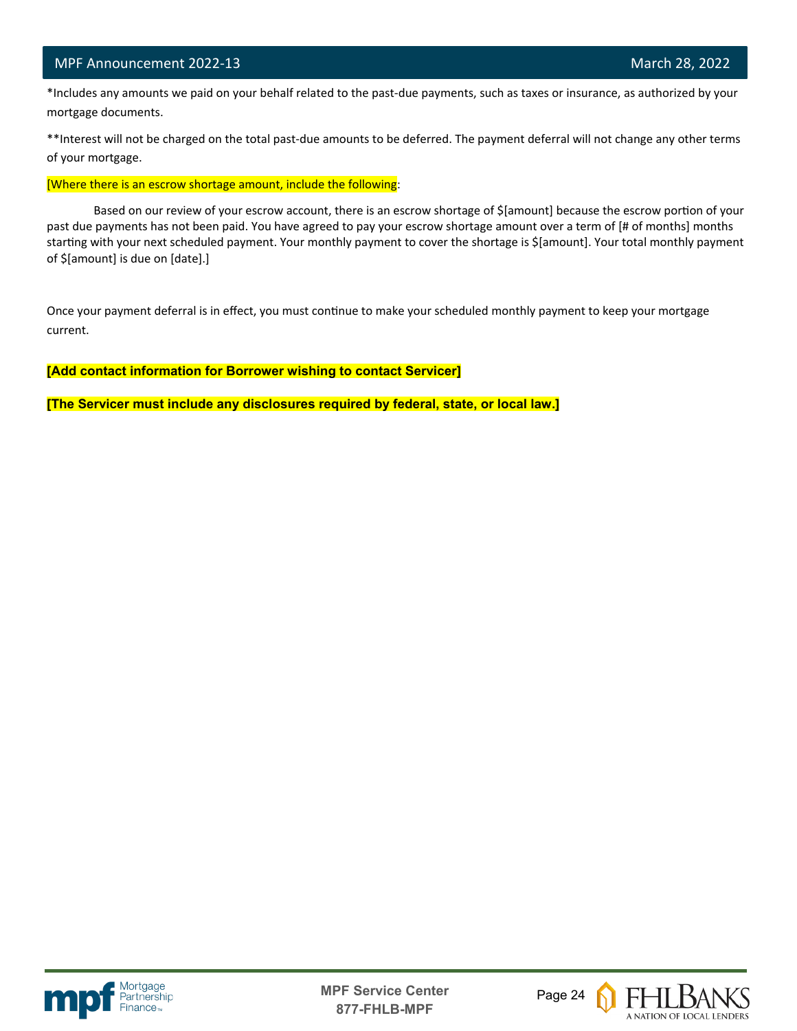*Includes any amounts we paid on your behalf related to the past-due payments, such as taxes or insurance, as authorized by your mortgage documents.

**Interest will not be charged on the total past-due amounts to be deferred. The payment deferral will not change any other terms of your mortgage.

[Where there is an escrow shortage amount, include the following:

Based on our review of your escrow account, there is an escrow shortage of $[amount] because the escrow portion of your past due payments has not been paid. You have agreed to pay your escrow shortage amount over a term of [# of months] months starting with your next scheduled payment. Your monthly payment to cover the shortage is $[amount]. Your total monthly payment of $[amount] is due on [date].]

Once your payment deferral is in effect, you must continue to make your scheduled monthly payment to keep your mortgage current.

**[Add contact information for Borrower wishing to contact Servicer]**

**[The Servicer must include any disclosures required by federal, state, or local law.]**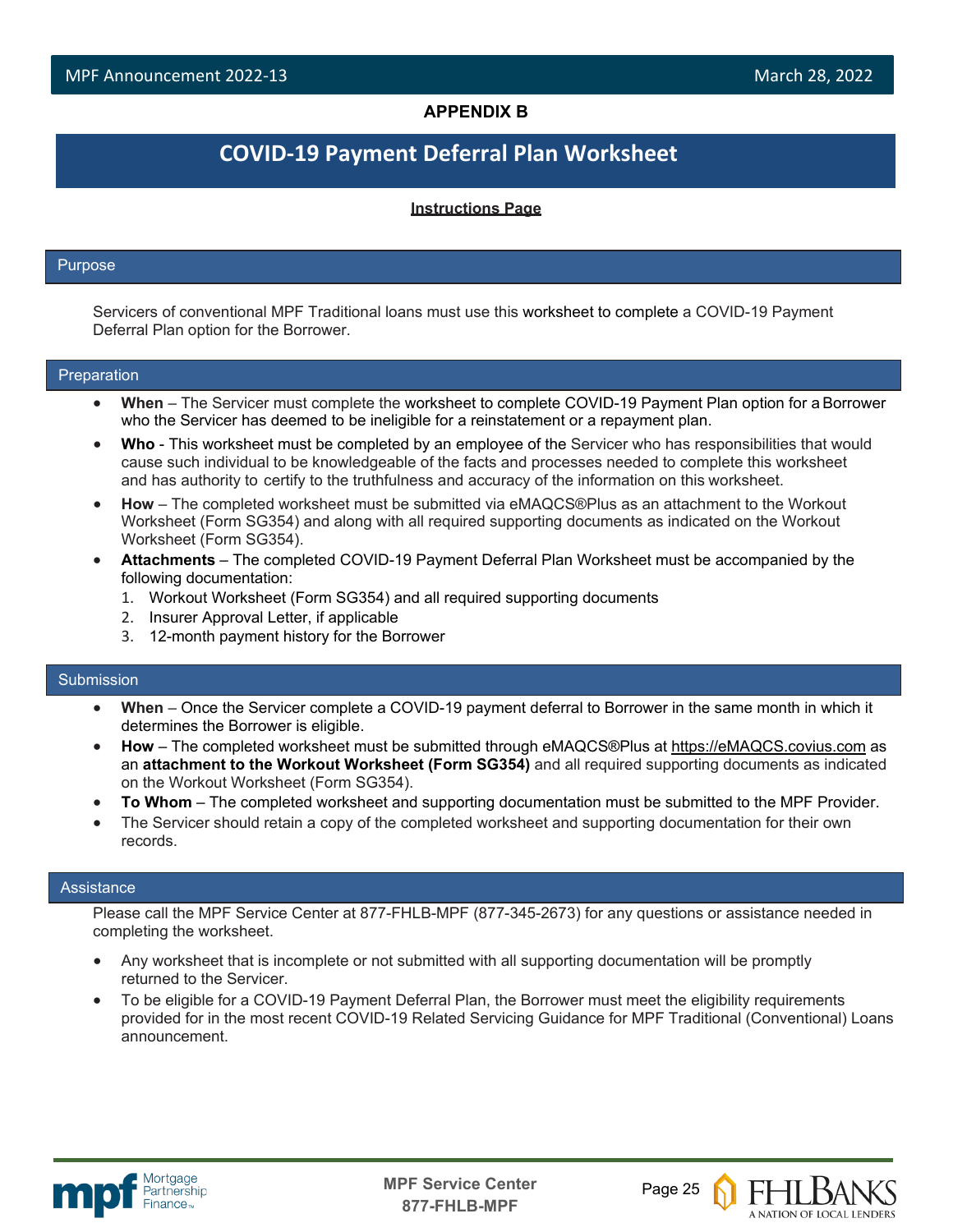**APPENDIX B**

# COVID-19 Payment Deferral Plan Worksheet

**Instructions Page**

## Purpose

Servicers of conventional MPF Traditional loans must use this worksheet to complete a COVID-19 Payment Deferral Plan option for the Borrower.

## Preparation

- **When** – The Servicer must complete the worksheet to complete COVID-19 Payment Plan option for a Borrower who the Servicer has deemed to be ineligible for a reinstatement or a repayment plan.
- **Who** - This worksheet must be completed by an employee of the Servicer who has responsibilities that would cause such individual to be knowledgeable of the facts and processes needed to complete this worksheet and has authority to certify to the truthfulness and accuracy of the information on this worksheet.
- **How** – The completed worksheet must be submitted via eMAQCS®Plus as an attachment to the Workout Worksheet (Form SG354) and along with all required supporting documents as indicated on the Workout Worksheet (Form SG354).
- **Attachments** – The completed COVID-19 Payment Deferral Plan Worksheet must be accompanied by the following documentation:
  1. Workout Worksheet (Form SG354) and all required supporting documents
  2. Insurer Approval Letter, if applicable
  3. 12-month payment history for the Borrower

## Submission

- **When** – Once the Servicer complete a COVID-19 payment deferral to Borrower in the same month in which it determines the Borrower is eligible.
- **How** – The completed worksheet must be submitted through eMAQCS®Plus at https://eMAQCS.covius.com as an **attachment to the Workout Worksheet (Form SG354)** and all required supporting documents as indicated on the Workout Worksheet (Form SG354).
- **To Whom** – The completed worksheet and supporting documentation must be submitted to the MPF Provider.
- The Servicer should retain a copy of the completed worksheet and supporting documentation for their own records.

## Assistance

Please call the MPF Service Center at 877-FHLB-MPF (877-345-2673) for any questions or assistance needed in completing the worksheet.

- Any worksheet that is incomplete or not submitted with all supporting documentation will be promptly returned to the Servicer.
- To be eligible for a COVID-19 Payment Deferral Plan, the Borrower must meet the eligibility requirements provided for in the most recent COVID-19 Related Servicing Guidance for MPF Traditional (Conventional) Loans announcement.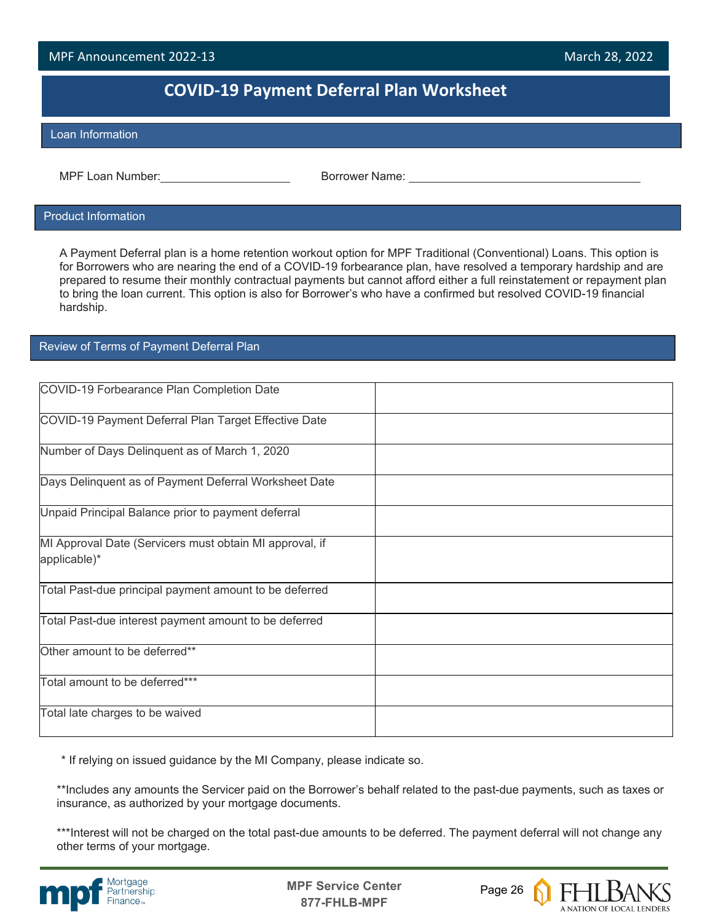# COVID-19 Payment Deferral Plan Worksheet

## Loan Information

MPF Loan Number:____________________ Borrower Name: ____________________________________

## Product Information

A Payment Deferral plan is a home retention workout option for MPF Traditional (Conventional) Loans. This option is for Borrowers who are nearing the end of a COVID-19 forbearance plan, have resolved a temporary hardship and are prepared to resume their monthly contractual payments but cannot afford either a full reinstatement or repayment plan to bring the loan current. This option is also for Borrower's who have a confirmed but resolved COVID-19 financial hardship.

## Review of Terms of Payment Deferral Plan

| | |
|---|---|
| COVID-19 Forbearance Plan Completion Date | |
| COVID-19 Payment Deferral Plan Target Effective Date | |
| Number of Days Delinquent as of March 1, 2020 | |
| Days Delinquent as of Payment Deferral Worksheet Date | |
| Unpaid Principal Balance prior to payment deferral | |
| MI Approval Date (Servicers must obtain MI approval, if applicable)* | |
| Total Past-due principal payment amount to be deferred | |
| Total Past-due interest payment amount to be deferred | |
| Other amount to be deferred** | |
| Total amount to be deferred*** | |
| Total late charges to be waived | |

\* If relying on issued guidance by the MI Company, please indicate so.

**Includes any amounts the Servicer paid on the Borrower's behalf related to the past-due payments, such as taxes or insurance, as authorized by your mortgage documents.

***Interest will not be charged on the total past-due amounts to be deferred. The payment deferral will not change any other terms of your mortgage.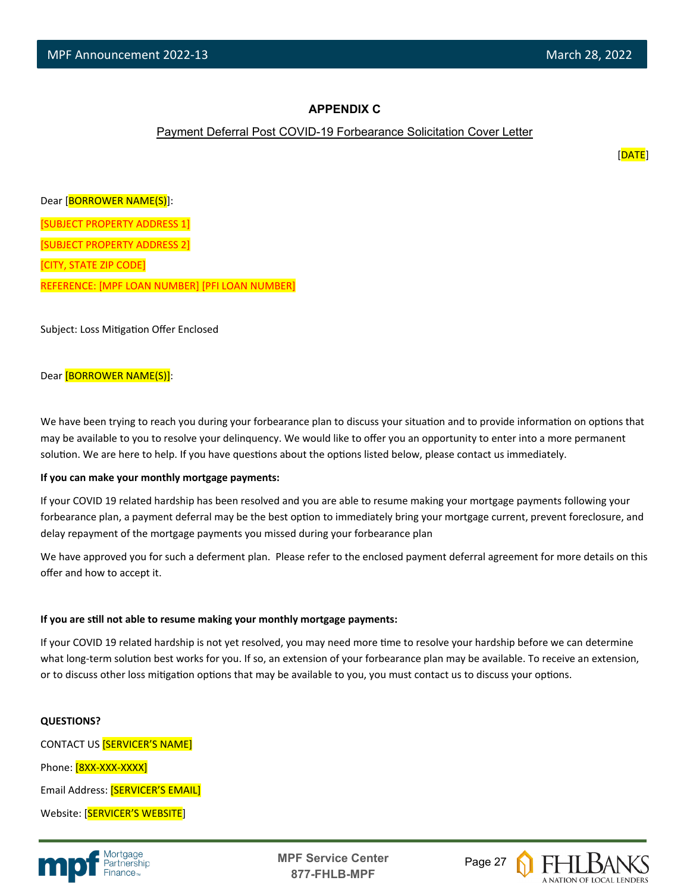## APPENDIX C

Payment Deferral Post COVID-19 Forbearance Solicitation Cover Letter

[DATE]

Dear [BORROWER NAME(S)]:

[SUBJECT PROPERTY ADDRESS 1]

[SUBJECT PROPERTY ADDRESS 2]

[CITY, STATE ZIP CODE]

REFERENCE: [MPF LOAN NUMBER] [PFI LOAN NUMBER]

Subject: Loss Mitigation Offer Enclosed

Dear [BORROWER NAME(S)]:

We have been trying to reach you during your forbearance plan to discuss your situation and to provide information on options that may be available to you to resolve your delinquency. We would like to offer you an opportunity to enter into a more permanent solution. We are here to help. If you have questions about the options listed below, please contact us immediately.

**If you can make your monthly mortgage payments:**

If your COVID 19 related hardship has been resolved and you are able to resume making your mortgage payments following your forbearance plan, a payment deferral may be the best option to immediately bring your mortgage current, prevent foreclosure, and delay repayment of the mortgage payments you missed during your forbearance plan

We have approved you for such a deferment plan. Please refer to the enclosed payment deferral agreement for more details on this offer and how to accept it.

**If you are still not able to resume making your monthly mortgage payments:**

If your COVID 19 related hardship is not yet resolved, you may need more time to resolve your hardship before we can determine what long-term solution best works for you. If so, an extension of your forbearance plan may be available. To receive an extension, or to discuss other loss mitigation options that may be available to you, you must contact us to discuss your options.

**QUESTIONS?**

CONTACT US [SERVICER'S NAME]

Phone: [8XX-XXX-XXXX]

Email Address: [SERVICER'S EMAIL]

Website: [SERVICER'S WEBSITE]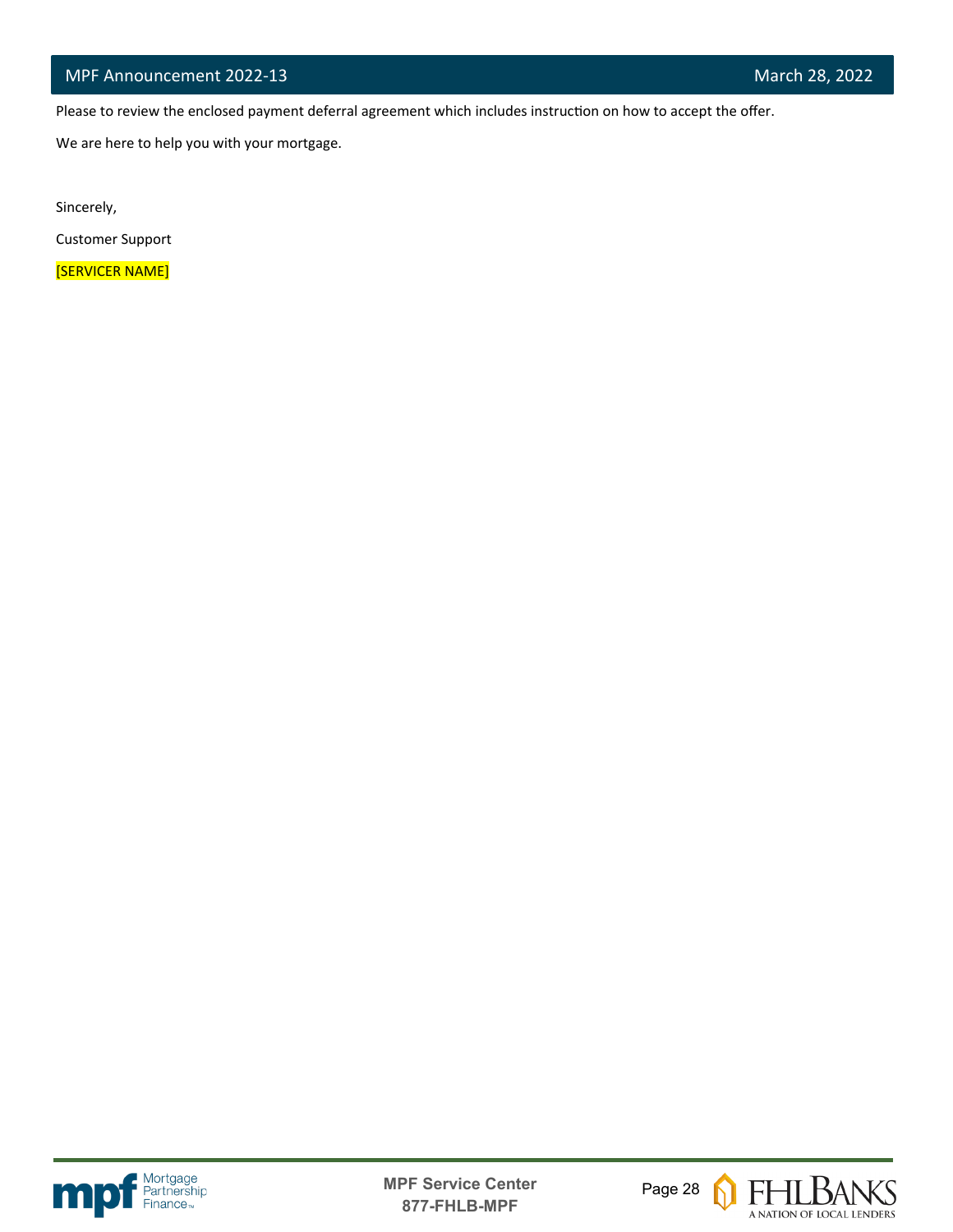Please to review the enclosed payment deferral agreement which includes instruction on how to accept the offer.

We are here to help you with your mortgage.

Sincerely,

Customer Support

[SERVICER NAME]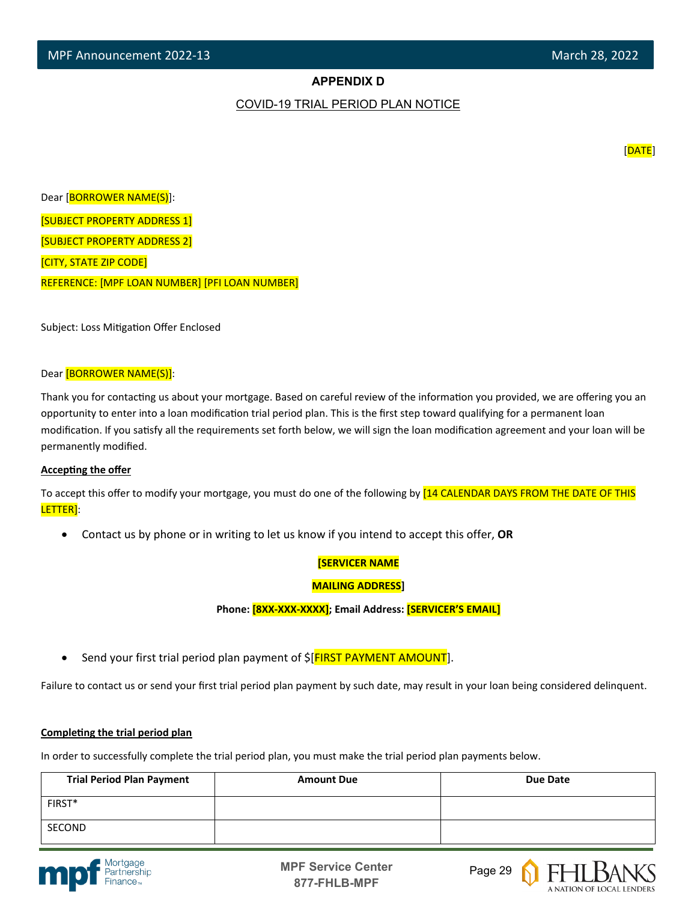**APPENDIX D**

COVID-19 TRIAL PERIOD PLAN NOTICE

[DATE]

Dear [BORROWER NAME(S)]:

[SUBJECT PROPERTY ADDRESS 1]

[SUBJECT PROPERTY ADDRESS 2]

[CITY, STATE ZIP CODE]

REFERENCE: [MPF LOAN NUMBER] [PFI LOAN NUMBER]

Subject: Loss Mitigation Offer Enclosed

Dear [BORROWER NAME(S)]:

Thank you for contacting us about your mortgage. Based on careful review of the information you provided, we are offering you an opportunity to enter into a loan modification trial period plan. This is the first step toward qualifying for a permanent loan modification. If you satisfy all the requirements set forth below, we will sign the loan modification agreement and your loan will be permanently modified.

**Accepting the offer**

To accept this offer to modify your mortgage, you must do one of the following by [14 CALENDAR DAYS FROM THE DATE OF THIS LETTER]:

- Contact us by phone or in writing to let us know if you intend to accept this offer, **OR**

**[SERVICER NAME**

**MAILING ADDRESS]**

**Phone: [8XX-XXX-XXXX]; Email Address: [SERVICER'S EMAIL]**

- Send your first trial period plan payment of $[FIRST PAYMENT AMOUNT].

Failure to contact us or send your first trial period plan payment by such date, may result in your loan being considered delinquent.

**Completing the trial period plan**

In order to successfully complete the trial period plan, you must make the trial period plan payments below.

| Trial Period Plan Payment | Amount Due | Due Date |
| --- | --- | --- |
| FIRST* | | |
| SECOND | | |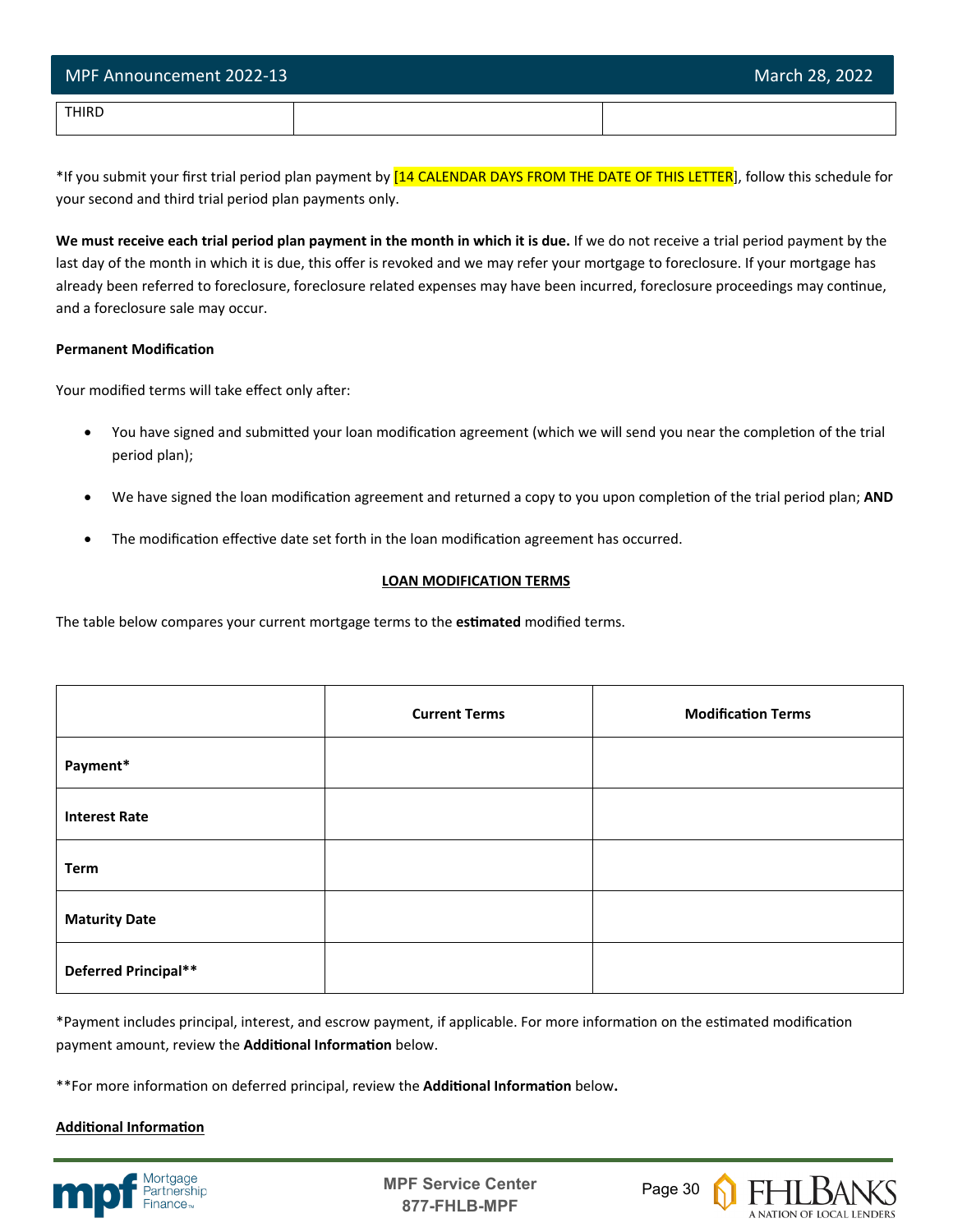| THIRD | | |
|---|---|---|

*If you submit your first trial period plan payment by [14 CALENDAR DAYS FROM THE DATE OF THIS LETTER], follow this schedule for your second and third trial period plan payments only.

**We must receive each trial period plan payment in the month in which it is due.** If we do not receive a trial period payment by the last day of the month in which it is due, this offer is revoked and we may refer your mortgage to foreclosure. If your mortgage has already been referred to foreclosure, foreclosure related expenses may have been incurred, foreclosure proceedings may continue, and a foreclosure sale may occur.

**Permanent Modification**

Your modified terms will take effect only after:

- You have signed and submitted your loan modification agreement (which we will send you near the completion of the trial period plan);
- We have signed the loan modification agreement and returned a copy to you upon completion of the trial period plan; **AND**
- The modification effective date set forth in the loan modification agreement has occurred.

**LOAN MODIFICATION TERMS**

The table below compares your current mortgage terms to the **estimated** modified terms.

| | **Current Terms** | **Modification Terms** |
|---|---|---|
| **Payment*** | | |
| **Interest Rate** | | |
| **Term** | | |
| **Maturity Date** | | |
| **Deferred Principal**** | | |

*Payment includes principal, interest, and escrow payment, if applicable. For more information on the estimated modification payment amount, review the **Additional Information** below.

**For more information on deferred principal, review the **Additional Information** below.

**Additional Information**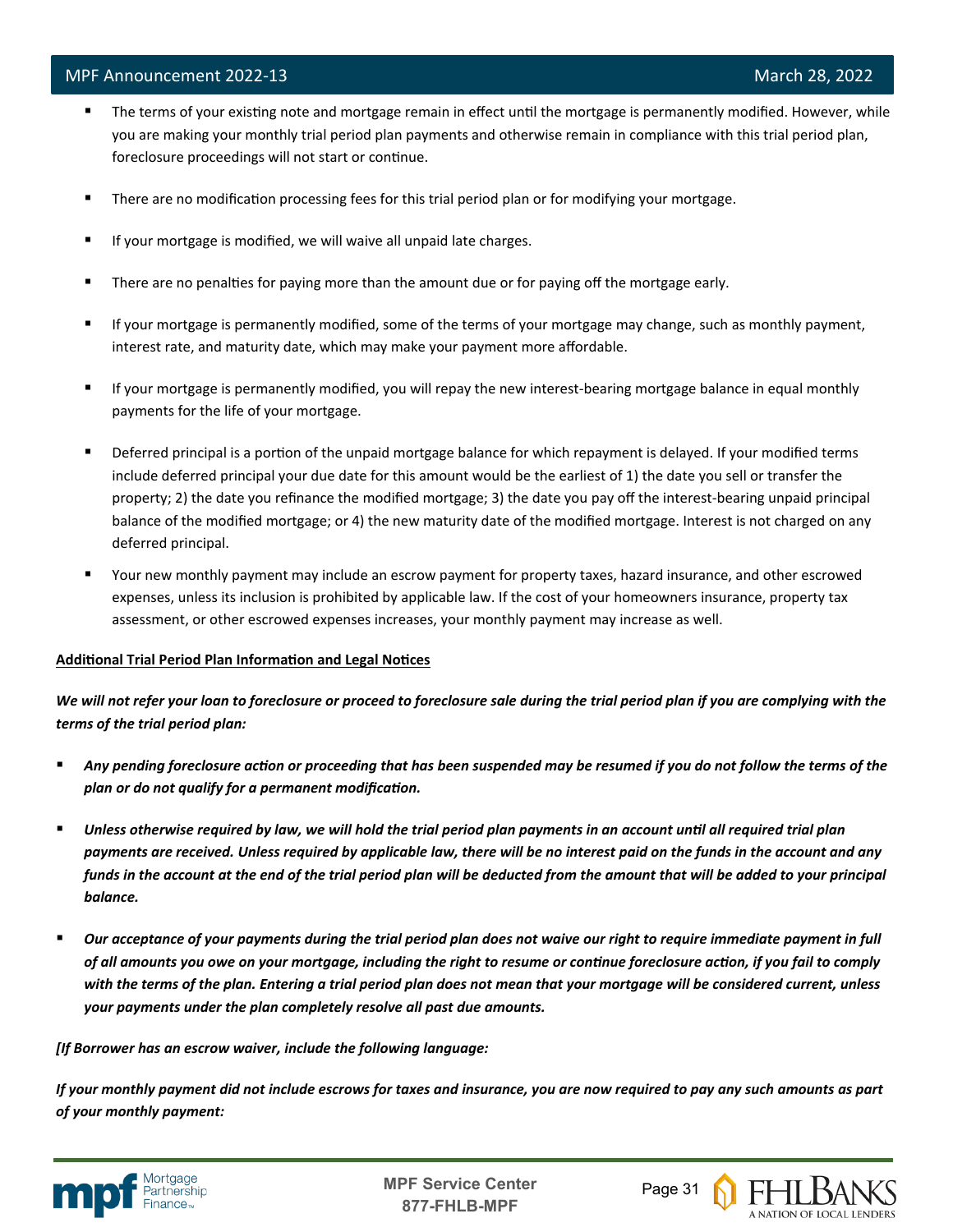- The terms of your existing note and mortgage remain in effect until the mortgage is permanently modified. However, while you are making your monthly trial period plan payments and otherwise remain in compliance with this trial period plan, foreclosure proceedings will not start or continue.
- There are no modification processing fees for this trial period plan or for modifying your mortgage.
- If your mortgage is modified, we will waive all unpaid late charges.
- There are no penalties for paying more than the amount due or for paying off the mortgage early.
- If your mortgage is permanently modified, some of the terms of your mortgage may change, such as monthly payment, interest rate, and maturity date, which may make your payment more affordable.
- If your mortgage is permanently modified, you will repay the new interest-bearing mortgage balance in equal monthly payments for the life of your mortgage.
- Deferred principal is a portion of the unpaid mortgage balance for which repayment is delayed. If your modified terms include deferred principal your due date for this amount would be the earliest of 1) the date you sell or transfer the property; 2) the date you refinance the modified mortgage; 3) the date you pay off the interest-bearing unpaid principal balance of the modified mortgage; or 4) the new maturity date of the modified mortgage. Interest is not charged on any deferred principal.
- Your new monthly payment may include an escrow payment for property taxes, hazard insurance, and other escrowed expenses, unless its inclusion is prohibited by applicable law. If the cost of your homeowners insurance, property tax assessment, or other escrowed expenses increases, your monthly payment may increase as well.

**Additional Trial Period Plan Information and Legal Notices**

***We will not refer your loan to foreclosure or proceed to foreclosure sale during the trial period plan if you are complying with the terms of the trial period plan:***

- ***Any pending foreclosure action or proceeding that has been suspended may be resumed if you do not follow the terms of the plan or do not qualify for a permanent modification.***
- ***Unless otherwise required by law, we will hold the trial period plan payments in an account until all required trial plan payments are received. Unless required by applicable law, there will be no interest paid on the funds in the account and any funds in the account at the end of the trial period plan will be deducted from the amount that will be added to your principal balance.***
- ***Our acceptance of your payments during the trial period plan does not waive our right to require immediate payment in full of all amounts you owe on your mortgage, including the right to resume or continue foreclosure action, if you fail to comply with the terms of the plan. Entering a trial period plan does not mean that your mortgage will be considered current, unless your payments under the plan completely resolve all past due amounts.***

***[If Borrower has an escrow waiver, include the following language:***

***If your monthly payment did not include escrows for taxes and insurance, you are now required to pay any such amounts as part of your monthly payment:***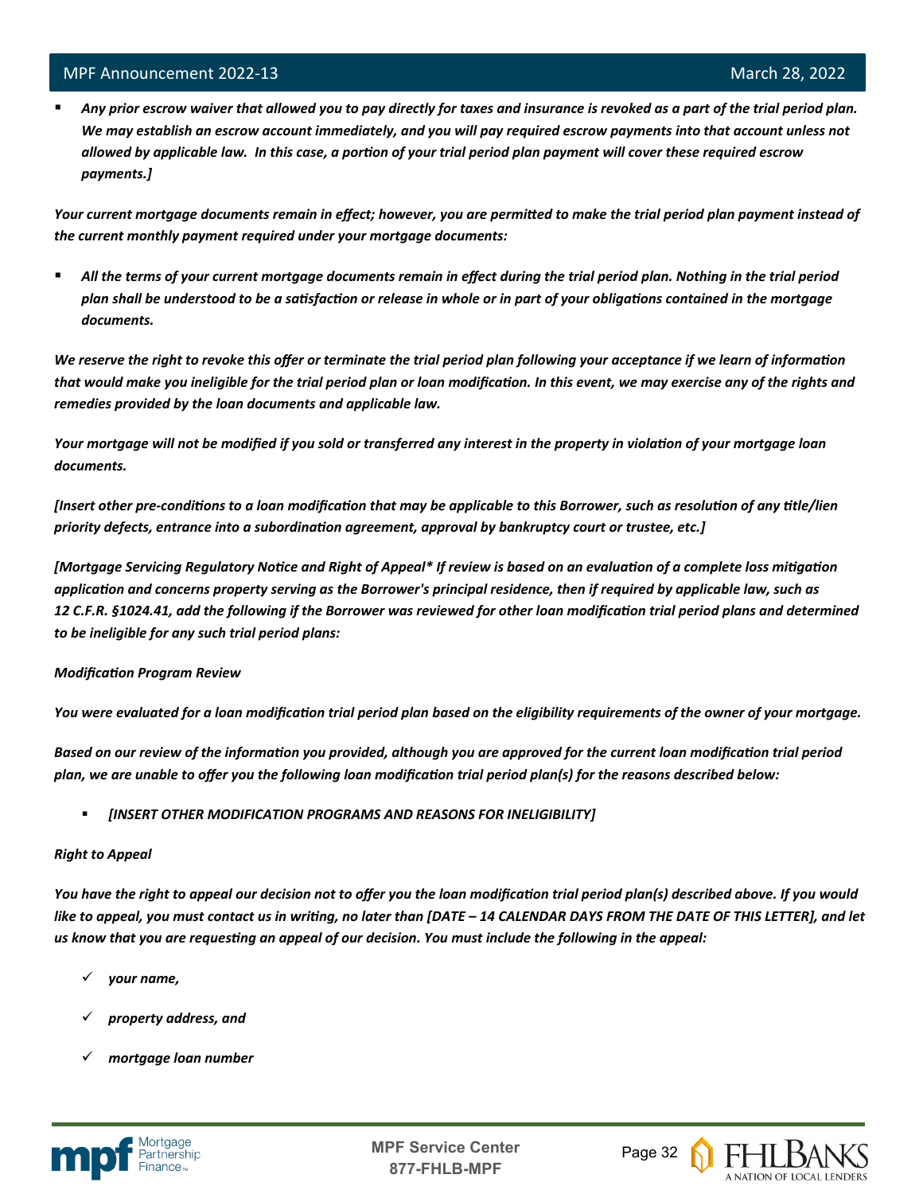- *Any prior escrow waiver that allowed you to pay directly for taxes and insurance is revoked as a part of the trial period plan. We may establish an escrow account immediately, and you will pay required escrow payments into that account unless not allowed by applicable law. In this case, a portion of your trial period plan payment will cover these required escrow payments.]*

*Your current mortgage documents remain in effect; however, you are permitted to make the trial period plan payment instead of the current monthly payment required under your mortgage documents:*

- *All the terms of your current mortgage documents remain in effect during the trial period plan. Nothing in the trial period plan shall be understood to be a satisfaction or release in whole or in part of your obligations contained in the mortgage documents.*

*We reserve the right to revoke this offer or terminate the trial period plan following your acceptance if we learn of information that would make you ineligible for the trial period plan or loan modification. In this event, we may exercise any of the rights and remedies provided by the loan documents and applicable law.*

*Your mortgage will not be modified if you sold or transferred any interest in the property in violation of your mortgage loan documents.*

*[Insert other pre-conditions to a loan modification that may be applicable to this Borrower, such as resolution of any title/lien priority defects, entrance into a subordination agreement, approval by bankruptcy court or trustee, etc.]*

*[Mortgage Servicing Regulatory Notice and Right of Appeal* If review is based on an evaluation of a complete loss mitigation application and concerns property serving as the Borrower's principal residence, then if required by applicable law, such as 12 C.F.R. §1024.41, add the following if the Borrower was reviewed for other loan modification trial period plans and determined to be ineligible for any such trial period plans:*

*Modification Program Review*

*You were evaluated for a loan modification trial period plan based on the eligibility requirements of the owner of your mortgage.*

*Based on our review of the information you provided, although you are approved for the current loan modification trial period plan, we are unable to offer you the following loan modification trial period plan(s) for the reasons described below:*

- *[INSERT OTHER MODIFICATION PROGRAMS AND REASONS FOR INELIGIBILITY]*

*Right to Appeal*

*You have the right to appeal our decision not to offer you the loan modification trial period plan(s) described above. If you would like to appeal, you must contact us in writing, no later than [DATE – 14 CALENDAR DAYS FROM THE DATE OF THIS LETTER], and let us know that you are requesting an appeal of our decision. You must include the following in the appeal:*

- ✓ *your name,*
- ✓ *property address, and*
- ✓ *mortgage loan number*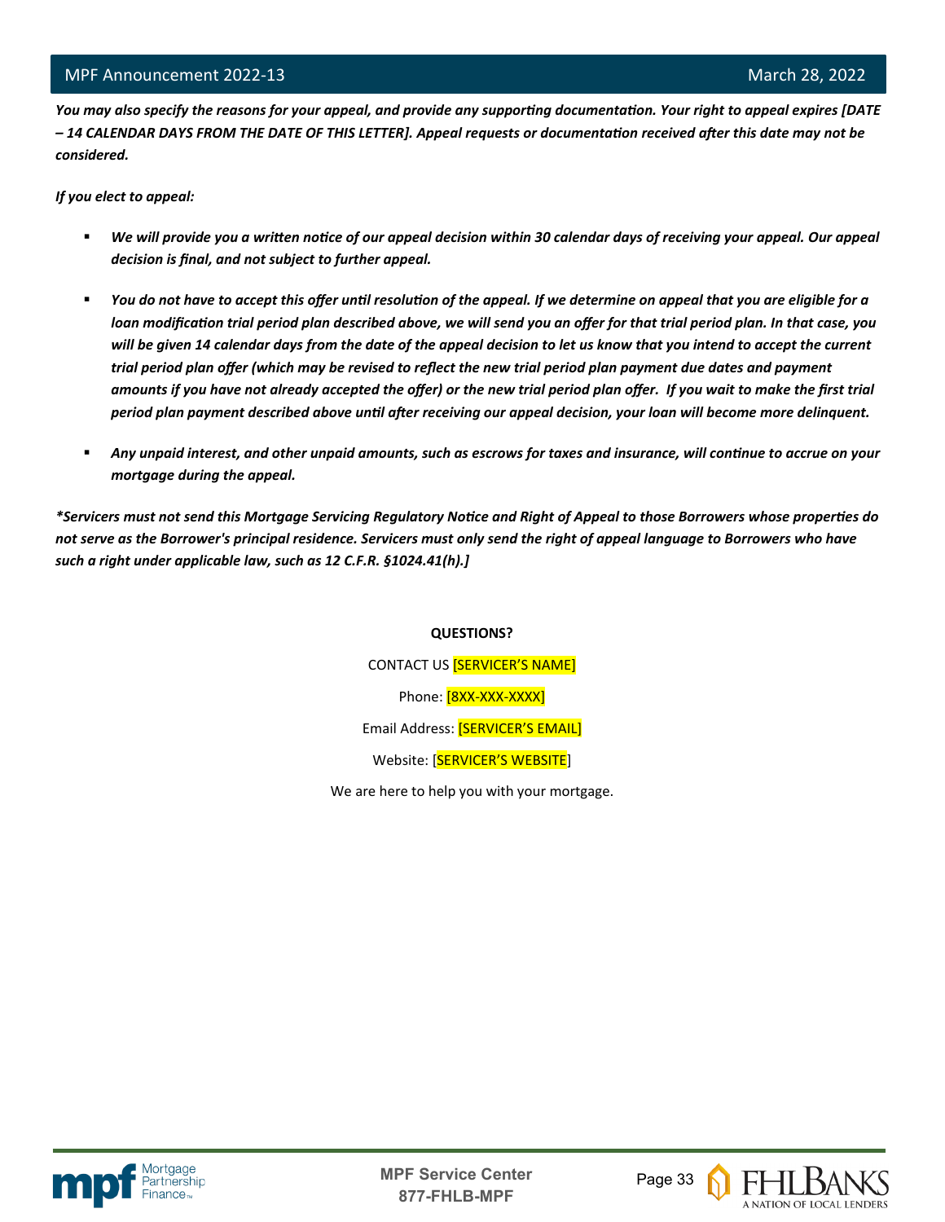***You may also specify the reasons for your appeal, and provide any supporting documentation. Your right to appeal expires [DATE – 14 CALENDAR DAYS FROM THE DATE OF THIS LETTER]. Appeal requests or documentation received after this date may not be considered.***

***If you elect to appeal:***

- ***We will provide you a written notice of our appeal decision within 30 calendar days of receiving your appeal. Our appeal decision is final, and not subject to further appeal.***
- ***You do not have to accept this offer until resolution of the appeal. If we determine on appeal that you are eligible for a loan modification trial period plan described above, we will send you an offer for that trial period plan. In that case, you will be given 14 calendar days from the date of the appeal decision to let us know that you intend to accept the current trial period plan offer (which may be revised to reflect the new trial period plan payment due dates and payment amounts if you have not already accepted the offer) or the new trial period plan offer. If you wait to make the first trial period plan payment described above until after receiving our appeal decision, your loan will become more delinquent.***
- ***Any unpaid interest, and other unpaid amounts, such as escrows for taxes and insurance, will continue to accrue on your mortgage during the appeal.***

****Servicers must not send this Mortgage Servicing Regulatory Notice and Right of Appeal to those Borrowers whose properties do not serve as the Borrower's principal residence. Servicers must only send the right of appeal language to Borrowers who have such a right under applicable law, such as 12 C.F.R. §1024.41(h).]***

**QUESTIONS?**

CONTACT US [SERVICER'S NAME]

Phone: [8XX-XXX-XXXX]

Email Address: [SERVICER'S EMAIL]

Website: [SERVICER'S WEBSITE]

We are here to help you with your mortgage.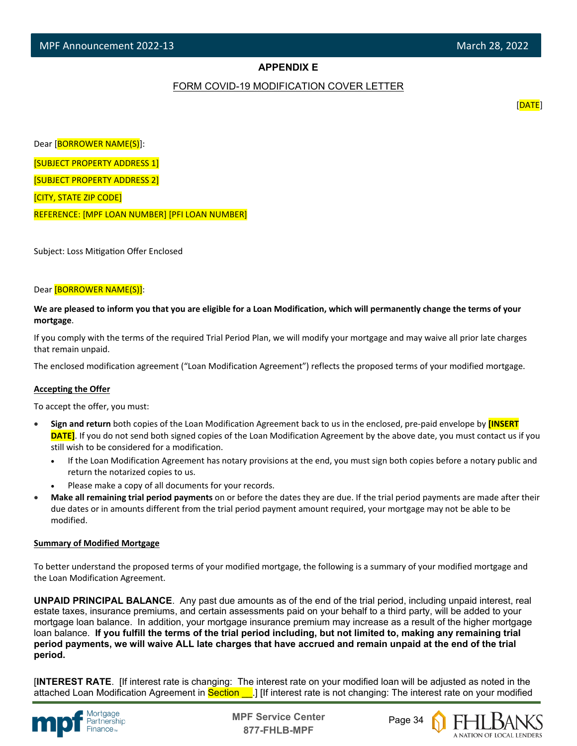## APPENDIX E

FORM COVID-19 MODIFICATION COVER LETTER

[DATE]

Dear [BORROWER NAME(S)]:

[SUBJECT PROPERTY ADDRESS 1]

[SUBJECT PROPERTY ADDRESS 2]

[CITY, STATE ZIP CODE]

REFERENCE: [MPF LOAN NUMBER] [PFI LOAN NUMBER]

Subject: Loss Mitigation Offer Enclosed

Dear [BORROWER NAME(S)]:

**We are pleased to inform you that you are eligible for a Loan Modification, which will permanently change the terms of your mortgage**.

If you comply with the terms of the required Trial Period Plan, we will modify your mortgage and may waive all prior late charges that remain unpaid.

The enclosed modification agreement ("Loan Modification Agreement") reflects the proposed terms of your modified mortgage.

**Accepting the Offer**

To accept the offer, you must:

- **Sign and return** both copies of the Loan Modification Agreement back to us in the enclosed, pre-paid envelope by **[INSERT DATE]**. If you do not send both signed copies of the Loan Modification Agreement by the above date, you must contact us if you still wish to be considered for a modification.
  - If the Loan Modification Agreement has notary provisions at the end, you must sign both copies before a notary public and return the notarized copies to us.
  - Please make a copy of all documents for your records.
- **Make all remaining trial period payments** on or before the dates they are due. If the trial period payments are made after their due dates or in amounts different from the trial period payment amount required, your mortgage may not be able to be modified.

**Summary of Modified Mortgage**

To better understand the proposed terms of your modified mortgage, the following is a summary of your modified mortgage and the Loan Modification Agreement.

**UNPAID PRINCIPAL BALANCE**. Any past due amounts as of the end of the trial period, including unpaid interest, real estate taxes, insurance premiums, and certain assessments paid on your behalf to a third party, will be added to your mortgage loan balance. In addition, your mortgage insurance premium may increase as a result of the higher mortgage loan balance. **If you fulfill the terms of the trial period including, but not limited to, making any remaining trial period payments, we will waive ALL late charges that have accrued and remain unpaid at the end of the trial period.**

[**INTEREST RATE**. [If interest rate is changing: The interest rate on your modified loan will be adjusted as noted in the attached Loan Modification Agreement in Section __.] [If interest rate is not changing: The interest rate on your modified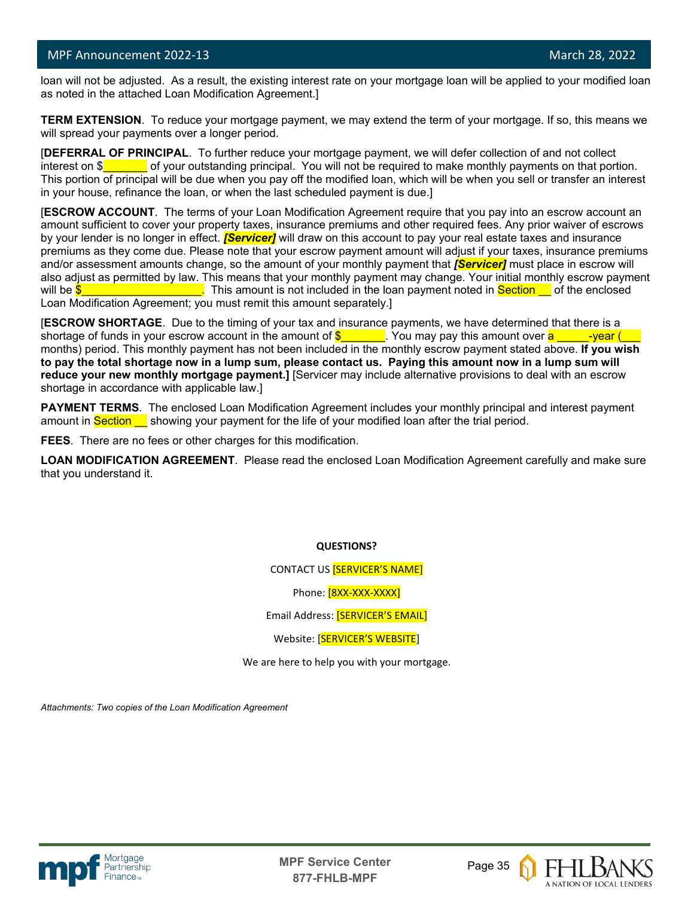loan will not be adjusted. As a result, the existing interest rate on your mortgage loan will be applied to your modified loan as noted in the attached Loan Modification Agreement.]

**TERM EXTENSION**. To reduce your mortgage payment, we may extend the term of your mortgage. If so, this means we will spread your payments over a longer period.

[**DEFERRAL OF PRINCIPAL**. To further reduce your mortgage payment, we will defer collection of and not collect interest on $_______ of your outstanding principal. You will not be required to make monthly payments on that portion. This portion of principal will be due when you pay off the modified loan, which will be when you sell or transfer an interest in your house, refinance the loan, or when the last scheduled payment is due.]

[**ESCROW ACCOUNT**. The terms of your Loan Modification Agreement require that you pay into an escrow account an amount sufficient to cover your property taxes, insurance premiums and other required fees. Any prior waiver of escrows by your lender is no longer in effect. ***[Servicer]*** will draw on this account to pay your real estate taxes and insurance premiums as they come due. Please note that your escrow payment amount will adjust if your taxes, insurance premiums and/or assessment amounts change, so the amount of your monthly payment that ***[Servicer]*** must place in escrow will also adjust as permitted by law. This means that your monthly payment may change. Your initial monthly escrow payment will be $___________________. This amount is not included in the loan payment noted in Section __ of the enclosed Loan Modification Agreement; you must remit this amount separately.]

[**ESCROW SHORTAGE**. Due to the timing of your tax and insurance payments, we have determined that there is a shortage of funds in your escrow account in the amount of $_______. You may pay this amount over a _____-year (___ months) period. This monthly payment has not been included in the monthly escrow payment stated above. **If you wish to pay the total shortage now in a lump sum, please contact us. Paying this amount now in a lump sum will reduce your new monthly mortgage payment.]** [Servicer may include alternative provisions to deal with an escrow shortage in accordance with applicable law.]

**PAYMENT TERMS**. The enclosed Loan Modification Agreement includes your monthly principal and interest payment amount in Section __ showing your payment for the life of your modified loan after the trial period.

**FEES**. There are no fees or other charges for this modification.

**LOAN MODIFICATION AGREEMENT**. Please read the enclosed Loan Modification Agreement carefully and make sure that you understand it.

**QUESTIONS?**

CONTACT US [SERVICER'S NAME]

Phone: [8XX-XXX-XXXX]

Email Address: [SERVICER'S EMAIL]

Website: [SERVICER'S WEBSITE]

We are here to help you with your mortgage.

*Attachments: Two copies of the Loan Modification Agreement*